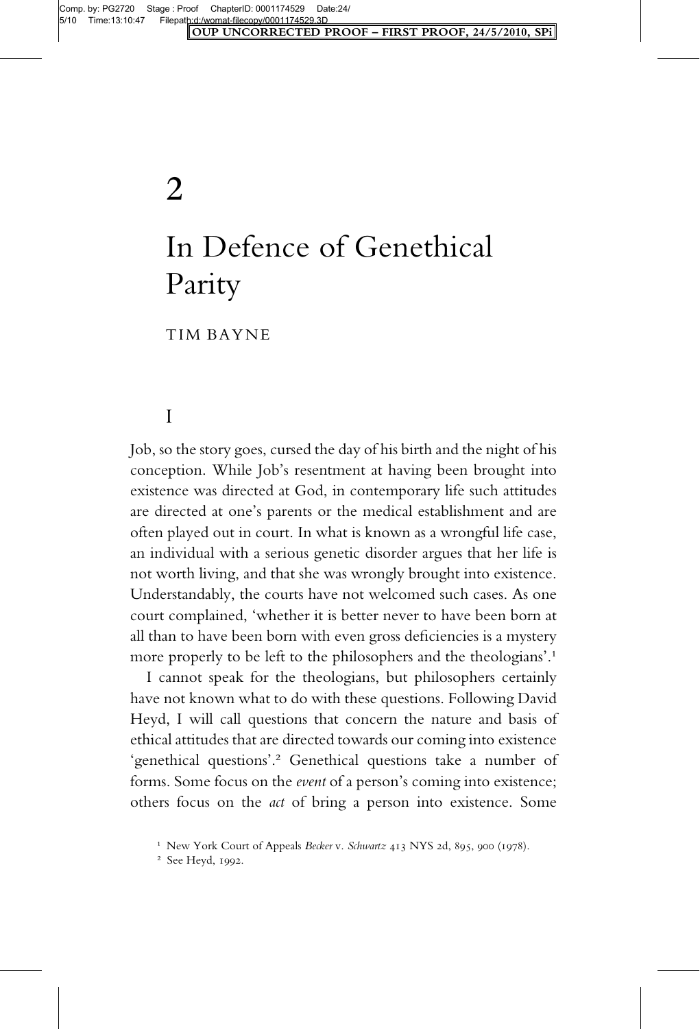# 2

# In Defence of Genethical Parity

TIM BAYNE

## I

Job, so the story goes, cursed the day of his birth and the night of his conception. While Job's resentment at having been brought into existence was directed at God, in contemporary life such attitudes are directed at one's parents or the medical establishment and are often played out in court. In what is known as a wrongful life case, an individual with a serious genetic disorder argues that her life is not worth living, and that she was wrongly brought into existence. Understandably, the courts have not welcomed such cases. As one court complained, 'whether it is better never to have been born at all than to have been born with even gross deficiencies is a mystery more properly to be left to the philosophers and the theologians'.[1]

I cannot speak for the theologians, but philosophers certainly have not known what to do with these questions. Following David Heyd, I will call questions that concern the nature and basis of ethical attitudes that are directed towards our coming into existence 'genethical questions'.[2] Genethical questions take a number of forms. Some focus on the *event* of a person's coming into existence; others focus on the *act* of bring a person into existence. Some

[1] New York Court of Appeals *Becker* v. *Schwartz* 413 NYS 2d, 895, 900 (1978).

[2] See Heyd, 1992.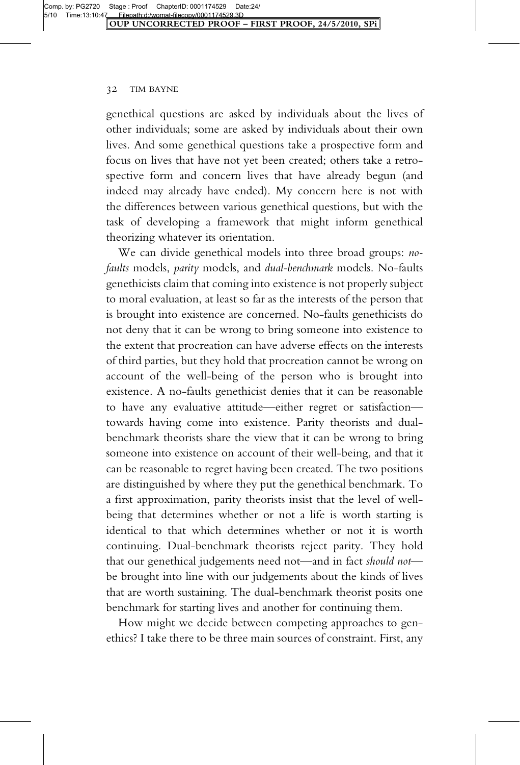genethical questions are asked by individuals about the lives of other individuals; some are asked by individuals about their own lives. And some genethical questions take a prospective form and focus on lives that have not yet been created; others take a retrospective form and concern lives that have already begun (and indeed may already have ended). My concern here is not with the differences between various genethical questions, but with the task of developing a framework that might inform genethical theorizing whatever its orientation.

We can divide genethical models into three broad groups: *no-faults* models, *parity* models, and *dual-benchmark* models. No-faults geneticists claim that coming into existence is not properly subject to moral evaluation, at least so far as the interests of the person that is brought into existence are concerned. No-faults genethicists do not deny that it can be wrong to bring someone into existence to the extent that procreation can have adverse effects on the interests of third parties, but they hold that procreation cannot be wrong on account of the well-being of the person who is brought into existence. A no-faults genethicist denies that it can be reasonable to have any evaluative attitude—either regret or satisfaction—towards having come into existence. Parity theorists and dual-benchmark theorists share the view that it can be wrong to bring someone into existence on account of their well-being, and that it can be reasonable to regret having been created. The two positions are distinguished by where they put the genethical benchmark. To a first approximation, parity theorists insist that the level of well-being that determines whether or not a life is worth starting is identical to that which determines whether or not it is worth continuing. Dual-benchmark theorists reject parity. They hold that our genethical judgements need not—and in fact *should not*—be brought into line with our judgements about the kinds of lives that are worth sustaining. The dual-benchmark theorist posits one benchmark for starting lives and another for continuing them.

How might we decide between competing approaches to genethics? I take there to be three main sources of constraint. First, any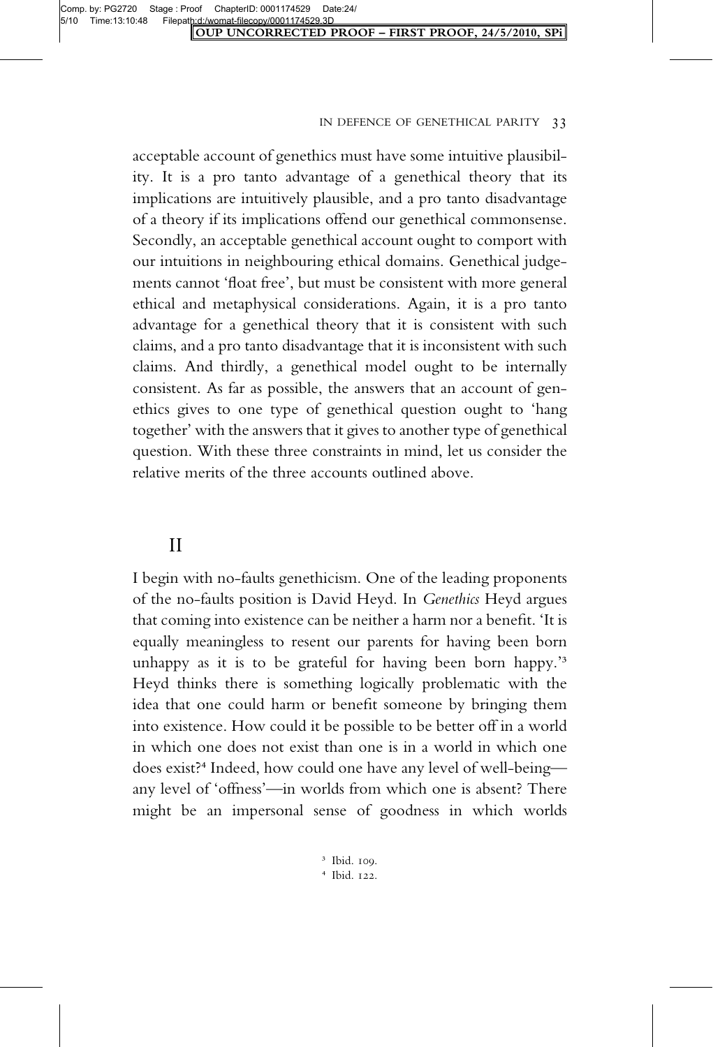acceptable account of genethics must have some intuitive plausibility. It is a pro tanto advantage of a genethical theory that its implications are intuitively plausible, and a pro tanto disadvantage of a theory if its implications offend our genethical commonsense. Secondly, an acceptable genethical account ought to comport with our intuitions in neighbouring ethical domains. Genethical judgements cannot 'float free', but must be consistent with more general ethical and metaphysical considerations. Again, it is a pro tanto advantage for a genethical theory that it is consistent with such claims, and a pro tanto disadvantage that it is inconsistent with such claims. And thirdly, a genethical model ought to be internally consistent. As far as possible, the answers that an account of genethics gives to one type of genethical question ought to 'hang together' with the answers that it gives to another type of genethical question. With these three constraints in mind, let us consider the relative merits of the three accounts outlined above.

## II

I begin with no-faults genethicism. One of the leading proponents of the no-faults position is David Heyd. In *Genethics* Heyd argues that coming into existence can be neither a harm nor a benefit. 'It is equally meaningless to resent our parents for having been born unhappy as it is to be grateful for having been born happy.'[3] Heyd thinks there is something logically problematic with the idea that one could harm or benefit someone by bringing them into existence. How could it be possible to be better off in a world in which one does not exist than one is in a world in which one does exist?[4] Indeed, how could one have any level of well-being—any level of 'offness'—in worlds from which one is absent? There might be an impersonal sense of goodness in which worlds

[3] Ibid. 109.

[4] Ibid. 122.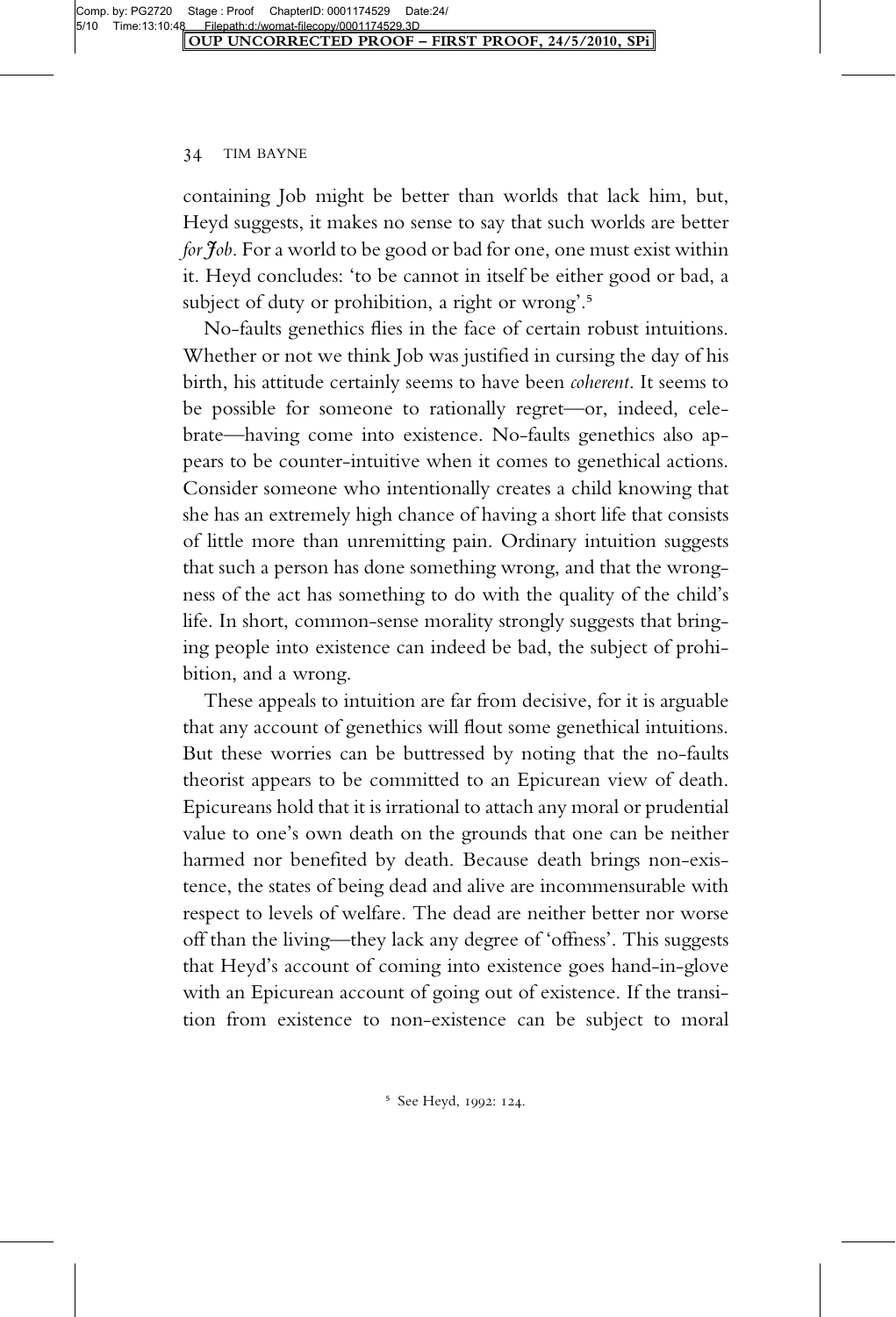containing Job might be better than worlds that lack him, but, Heyd suggests, it makes no sense to say that such worlds are better *for Job*. For a world to be good or bad for one, one must exist within it. Heyd concludes: 'to be cannot in itself be either good or bad, a subject of duty or prohibition, a right or wrong'.[5]

No-faults genethics flies in the face of certain robust intuitions. Whether or not we think Job was justified in cursing the day of his birth, his attitude certainly seems to have been *coherent*. It seems to be possible for someone to rationally regret—or, indeed, celebrate—having come into existence. No-faults genethics also appears to be counter-intuitive when it comes to genethical actions. Consider someone who intentionally creates a child knowing that she has an extremely high chance of having a short life that consists of little more than unremitting pain. Ordinary intuition suggests that such a person has done something wrong, and that the wrongness of the act has something to do with the quality of the child's life. In short, common-sense morality strongly suggests that bringing people into existence can indeed be bad, the subject of prohibition, and a wrong.

These appeals to intuition are far from decisive, for it is arguable that any account of genethics will flout some genethical intuitions. But these worries can be buttressed by noting that the no-faults theorist appears to be committed to an Epicurean view of death. Epicureans hold that it is irrational to attach any moral or prudential value to one's own death on the grounds that one can be neither harmed nor benefited by death. Because death brings non-existence, the states of being dead and alive are incommensurable with respect to levels of welfare. The dead are neither better nor worse off than the living—they lack any degree of 'offness'. This suggests that Heyd's account of coming into existence goes hand-in-glove with an Epicurean account of going out of existence. If the transition from existence to non-existence can be subject to moral

[5] See Heyd, 1992: 124.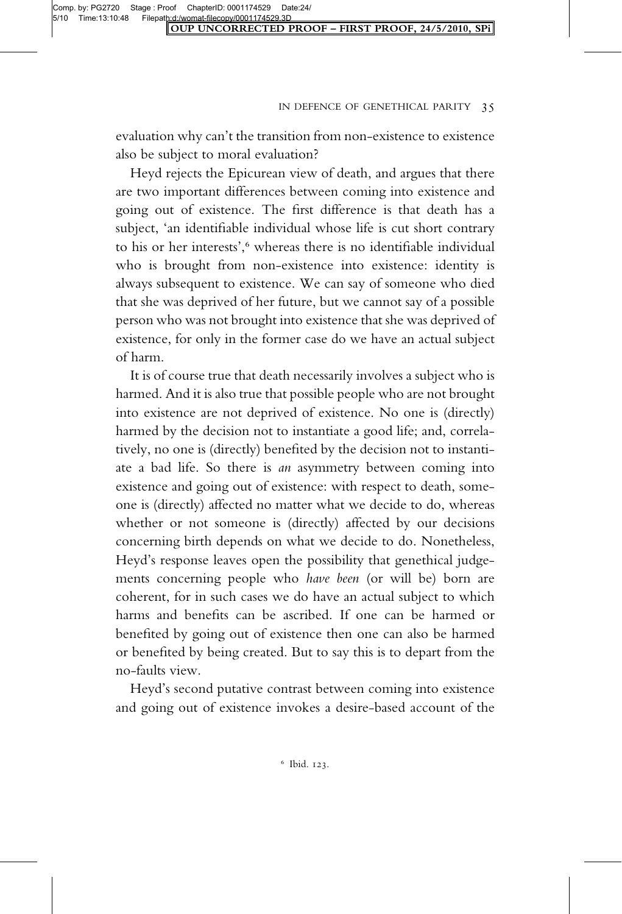evaluation why can't the transition from non-existence to existence also be subject to moral evaluation?

Heyd rejects the Epicurean view of death, and argues that there are two important differences between coming into existence and going out of existence. The first difference is that death has a subject, 'an identifiable individual whose life is cut short contrary to his or her interests',[6] whereas there is no identifiable individual who is brought from non-existence into existence: identity is always subsequent to existence. We can say of someone who died that she was deprived of her future, but we cannot say of a possible person who was not brought into existence that she was deprived of existence, for only in the former case do we have an actual subject of harm.

It is of course true that death necessarily involves a subject who is harmed. And it is also true that possible people who are not brought into existence are not deprived of existence. No one is (directly) harmed by the decision not to instantiate a good life; and, correlatively, no one is (directly) benefited by the decision not to instantiate a bad life. So there is *an* asymmetry between coming into existence and going out of existence: with respect to death, someone is (directly) affected no matter what we decide to do, whereas whether or not someone is (directly) affected by our decisions concerning birth depends on what we decide to do. Nonetheless, Heyd's response leaves open the possibility that genethical judgements concerning people who *have been* (or will be) born are coherent, for in such cases we do have an actual subject to which harms and benefits can be ascribed. If one can be harmed or benefited by going out of existence then one can also be harmed or benefited by being created. But to say this is to depart from the no-faults view.

Heyd's second putative contrast between coming into existence and going out of existence invokes a desire-based account of the

[6] Ibid. 123.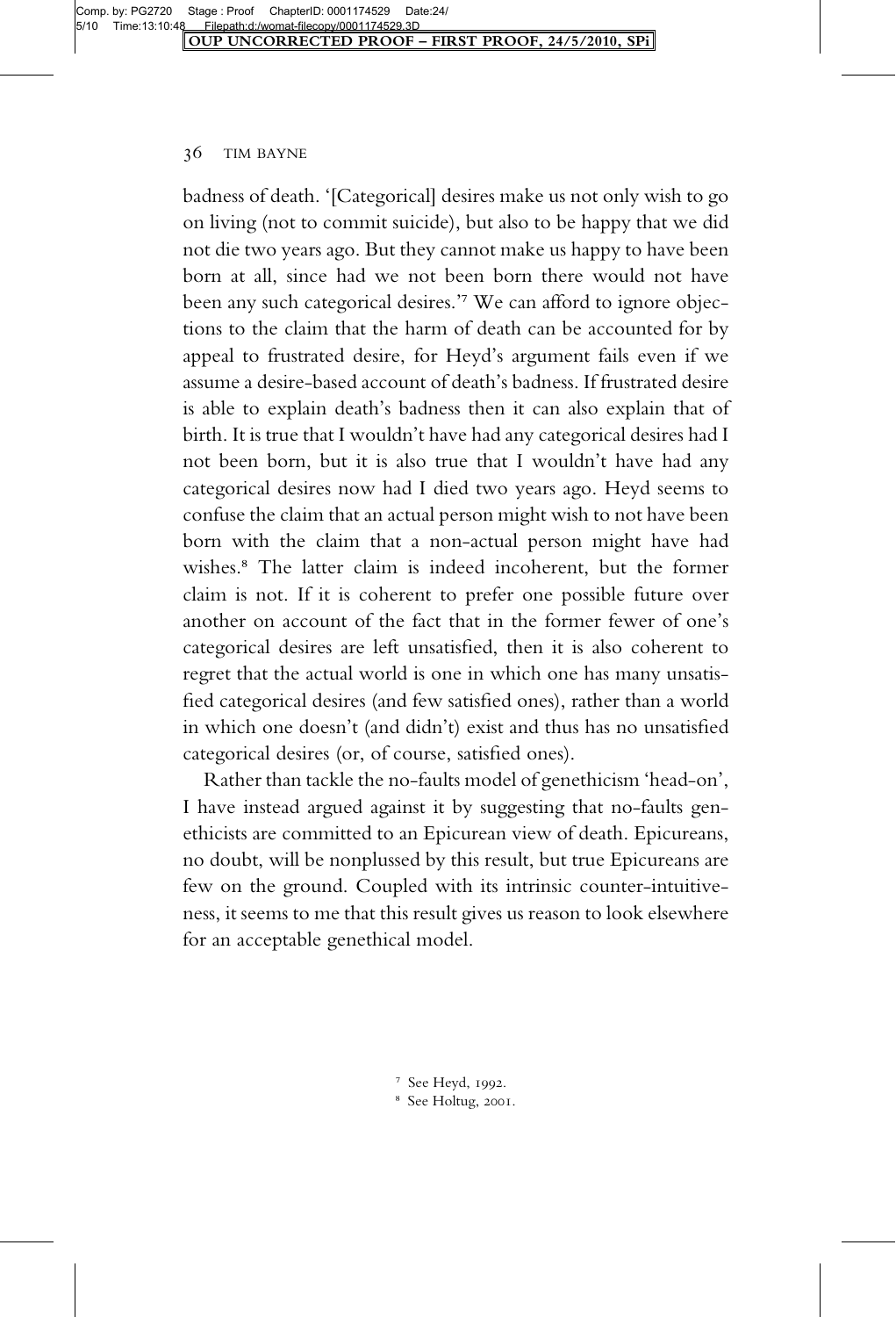badness of death. '[Categorical] desires make us not only wish to go on living (not to commit suicide), but also to be happy that we did not die two years ago. But they cannot make us happy to have been born at all, since had we not been born there would not have been any such categorical desires.'[7] We can afford to ignore objections to the claim that the harm of death can be accounted for by appeal to frustrated desire, for Heyd's argument fails even if we assume a desire-based account of death's badness. If frustrated desire is able to explain death's badness then it can also explain that of birth. It is true that I wouldn't have had any categorical desires had I not been born, but it is also true that I wouldn't have had any categorical desires now had I died two years ago. Heyd seems to confuse the claim that an actual person might wish to not have been born with the claim that a non-actual person might have had wishes.[8] The latter claim is indeed incoherent, but the former claim is not. If it is coherent to prefer one possible future over another on account of the fact that in the former fewer of one's categorical desires are left unsatisfied, then it is also coherent to regret that the actual world is one in which one has many unsatisfied categorical desires (and few satisfied ones), rather than a world in which one doesn't (and didn't) exist and thus has no unsatisfied categorical desires (or, of course, satisfied ones).

Rather than tackle the no-faults model of genethicism 'head-on', I have instead argued against it by suggesting that no-faults genethicists are committed to an Epicurean view of death. Epicureans, no doubt, will be nonplussed by this result, but true Epicureans are few on the ground. Coupled with its intrinsic counter-intuitiveness, it seems to me that this result gives us reason to look elsewhere for an acceptable genethical model.

[7] See Heyd, 1992.

[8] See Holtug, 2001.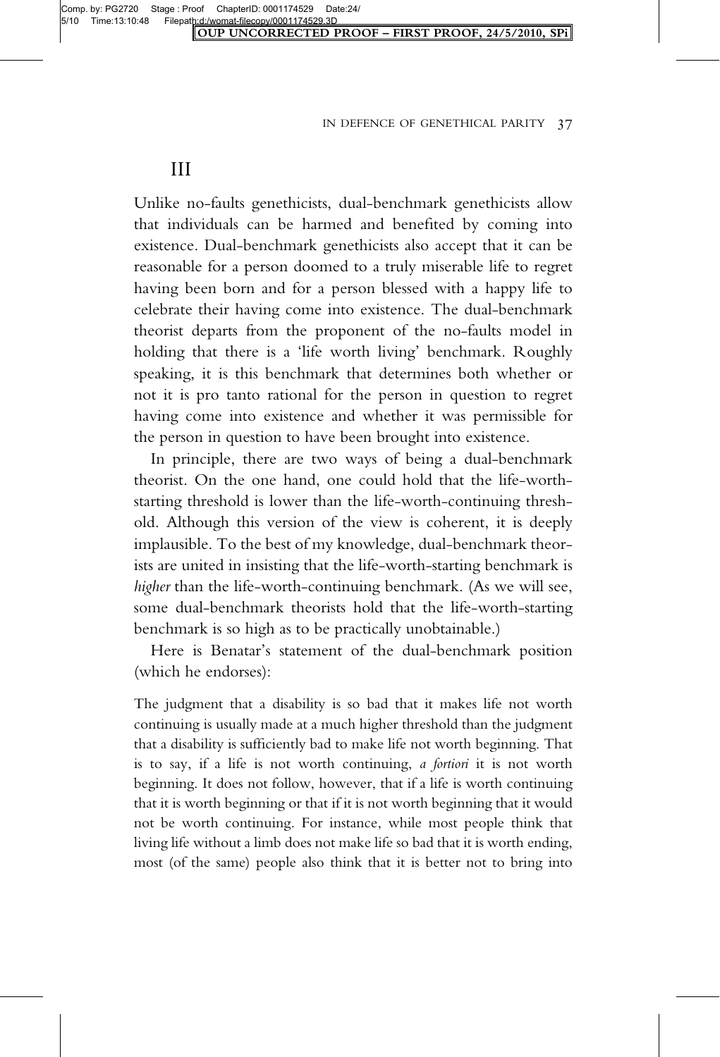## III

Unlike no-faults genethicists, dual-benchmark genethicists allow that individuals can be harmed and benefited by coming into existence. Dual-benchmark genethicists also accept that it can be reasonable for a person doomed to a truly miserable life to regret having been born and for a person blessed with a happy life to celebrate their having come into existence. The dual-benchmark theorist departs from the proponent of the no-faults model in holding that there is a 'life worth living' benchmark. Roughly speaking, it is this benchmark that determines both whether or not it is pro tanto rational for the person in question to regret having come into existence and whether it was permissible for the person in question to have been brought into existence.

In principle, there are two ways of being a dual-benchmark theorist. On the one hand, one could hold that the life-worth-starting threshold is lower than the life-worth-continuing threshold. Although this version of the view is coherent, it is deeply implausible. To the best of my knowledge, dual-benchmark theorists are united in insisting that the life-worth-starting benchmark is *higher* than the life-worth-continuing benchmark. (As we will see, some dual-benchmark theorists hold that the life-worth-starting benchmark is so high as to be practically unobtainable.)

Here is Benatar's statement of the dual-benchmark position (which he endorses):

> The judgment that a disability is so bad that it makes life not worth continuing is usually made at a much higher threshold than the judgment that a disability is sufficiently bad to make life not worth beginning. That is to say, if a life is not worth continuing, *a fortiori* it is not worth beginning. It does not follow, however, that if a life is worth continuing that it is worth beginning or that if it is not worth beginning that it would not be worth continuing. For instance, while most people think that living life without a limb does not make life so bad that it is worth ending, most (of the same) people also think that it is better not to bring into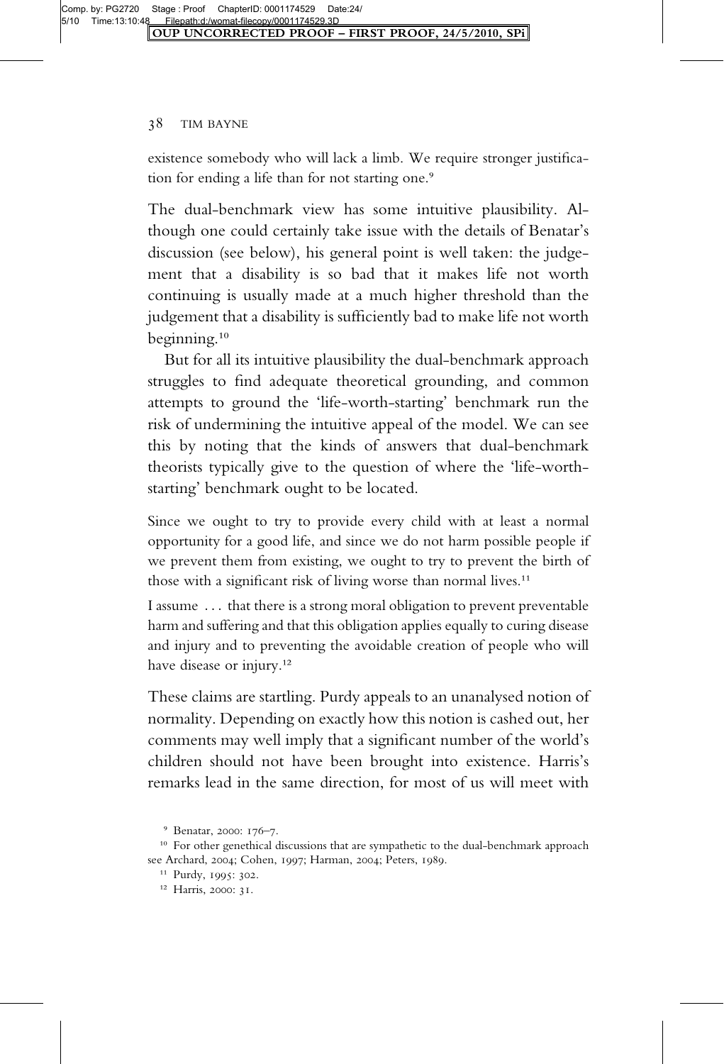existence somebody who will lack a limb. We require stronger justification for ending a life than for not starting one.[9]

The dual-benchmark view has some intuitive plausibility. Although one could certainly take issue with the details of Benatar's discussion (see below), his general point is well taken: the judgement that a disability is so bad that it makes life not worth continuing is usually made at a much higher threshold than the judgement that a disability is sufficiently bad to make life not worth beginning.[10]

But for all its intuitive plausibility the dual-benchmark approach struggles to find adequate theoretical grounding, and common attempts to ground the 'life-worth-starting' benchmark run the risk of undermining the intuitive appeal of the model. We can see this by noting that the kinds of answers that dual-benchmark theorists typically give to the question of where the 'life-worth-starting' benchmark ought to be located.

> Since we ought to try to provide every child with at least a normal opportunity for a good life, and since we do not harm possible people if we prevent them from existing, we ought to try to prevent the birth of those with a significant risk of living worse than normal lives.[11]

> I assume ... that there is a strong moral obligation to prevent preventable harm and suffering and that this obligation applies equally to curing disease and injury and to preventing the avoidable creation of people who will have disease or injury.[12]

These claims are startling. Purdy appeals to an unanalysed notion of normality. Depending on exactly how this notion is cashed out, her comments may well imply that a significant number of the world's children should not have been brought into existence. Harris's remarks lead in the same direction, for most of us will meet with

---

[9] Benatar, 2000: 176–7.

[10] For other genethical discussions that are sympathetic to the dual-benchmark approach see Archard, 2004; Cohen, 1997; Harman, 2004; Peters, 1989.

[11] Purdy, 1995: 302.

[12] Harris, 2000: 31.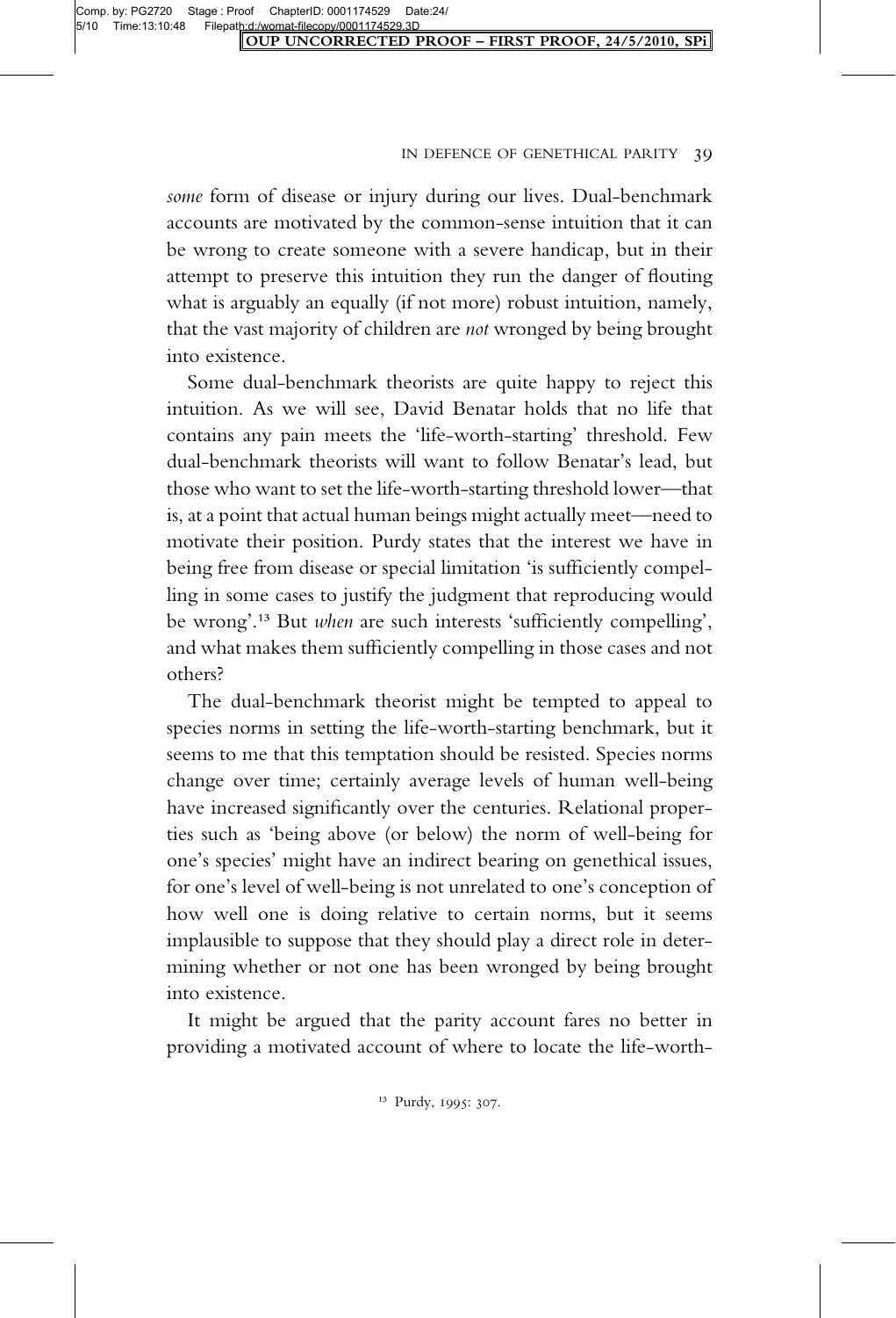*some* form of disease or injury during our lives. Dual-benchmark accounts are motivated by the common-sense intuition that it can be wrong to create someone with a severe handicap, but in their attempt to preserve this intuition they run the danger of flouting what is arguably an equally (if not more) robust intuition, namely, that the vast majority of children are *not* wronged by being brought into existence.

Some dual-benchmark theorists are quite happy to reject this intuition. As we will see, David Benatar holds that no life that contains any pain meets the 'life-worth-starting' threshold. Few dual-benchmark theorists will want to follow Benatar's lead, but those who want to set the life-worth-starting threshold lower—that is, at a point that actual human beings might actually meet—need to motivate their position. Purdy states that the interest we have in being free from disease or special limitation 'is sufficiently compelling in some cases to justify the judgment that reproducing would be wrong'.[13] But *when* are such interests 'sufficiently compelling', and what makes them sufficiently compelling in those cases and not others?

The dual-benchmark theorist might be tempted to appeal to species norms in setting the life-worth-starting benchmark, but it seems to me that this temptation should be resisted. Species norms change over time; certainly average levels of human well-being have increased significantly over the centuries. Relational properties such as 'being above (or below) the norm of well-being for one's species' might have an indirect bearing on genethical issues, for one's level of well-being is not unrelated to one's conception of how well one is doing relative to certain norms, but it seems implausible to suppose that they should play a direct role in determining whether or not one has been wronged by being brought into existence.

It might be argued that the parity account fares no better in providing a motivated account of where to locate the life-worth-

[13] Purdy, 1995: 307.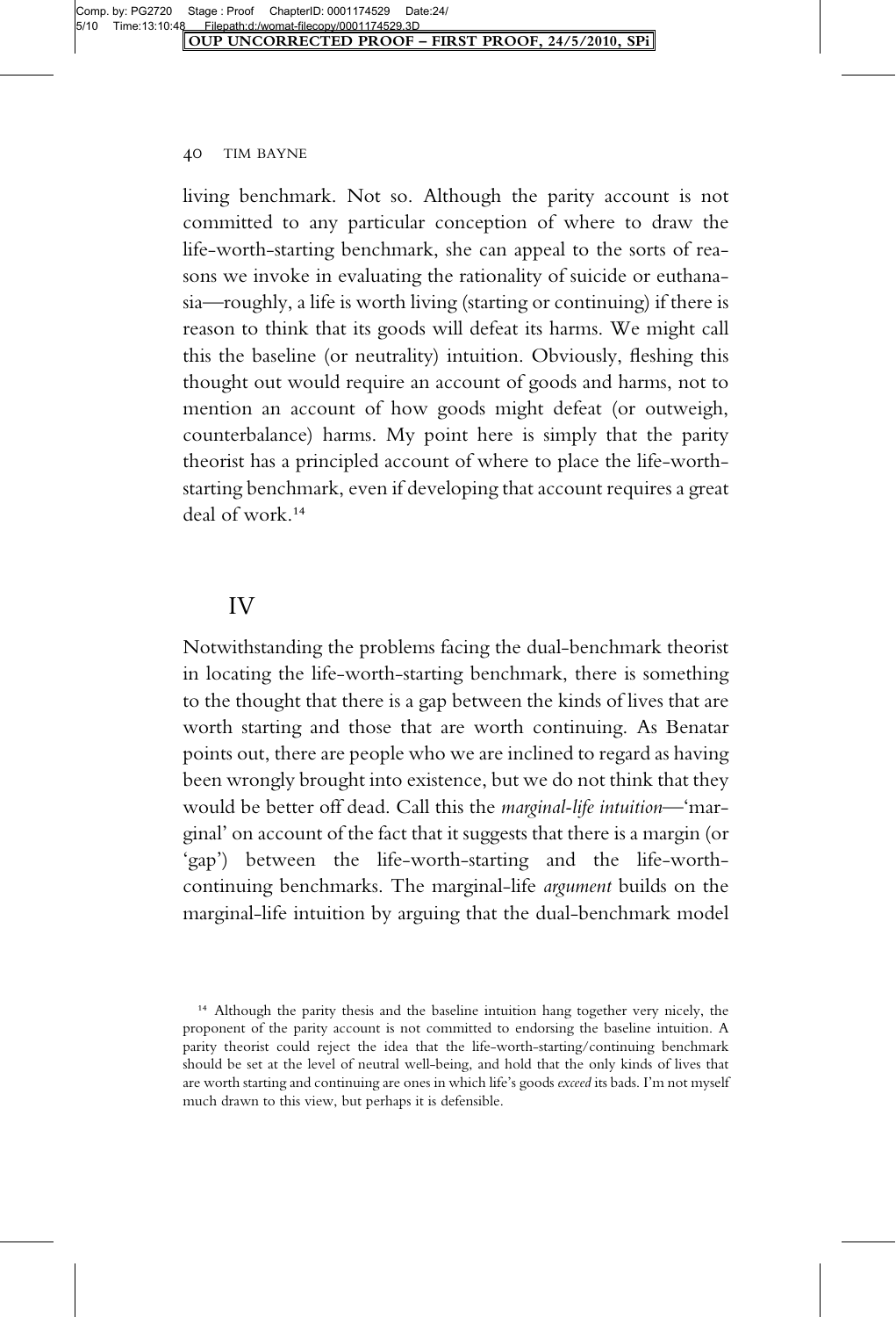living benchmark. Not so. Although the parity account is not committed to any particular conception of where to draw the life-worth-starting benchmark, she can appeal to the sorts of reasons we invoke in evaluating the rationality of suicide or euthanasia—roughly, a life is worth living (starting or continuing) if there is reason to think that its goods will defeat its harms. We might call this the baseline (or neutrality) intuition. Obviously, fleshing this thought out would require an account of goods and harms, not to mention an account of how goods might defeat (or outweigh, counterbalance) harms. My point here is simply that the parity theorist has a principled account of where to place the life-worth-starting benchmark, even if developing that account requires a great deal of work.[14]

## IV

Notwithstanding the problems facing the dual-benchmark theorist in locating the life-worth-starting benchmark, there is something to the thought that there is a gap between the kinds of lives that are worth starting and those that are worth continuing. As Benatar points out, there are people who we are inclined to regard as having been wrongly brought into existence, but we do not think that they would be better off dead. Call this the *marginal-life intuition*—'marginal' on account of the fact that it suggests that there is a margin (or 'gap') between the life-worth-starting and the life-worth-continuing benchmarks. The marginal-life *argument* builds on the marginal-life intuition by arguing that the dual-benchmark model

[14] Although the parity thesis and the baseline intuition hang together very nicely, the proponent of the parity account is not committed to endorsing the baseline intuition. A parity theorist could reject the idea that the life-worth-starting/continuing benchmark should be set at the level of neutral well-being, and hold that the only kinds of lives that are worth starting and continuing are ones in which life's goods *exceed* its bads. I'm not myself much drawn to this view, but perhaps it is defensible.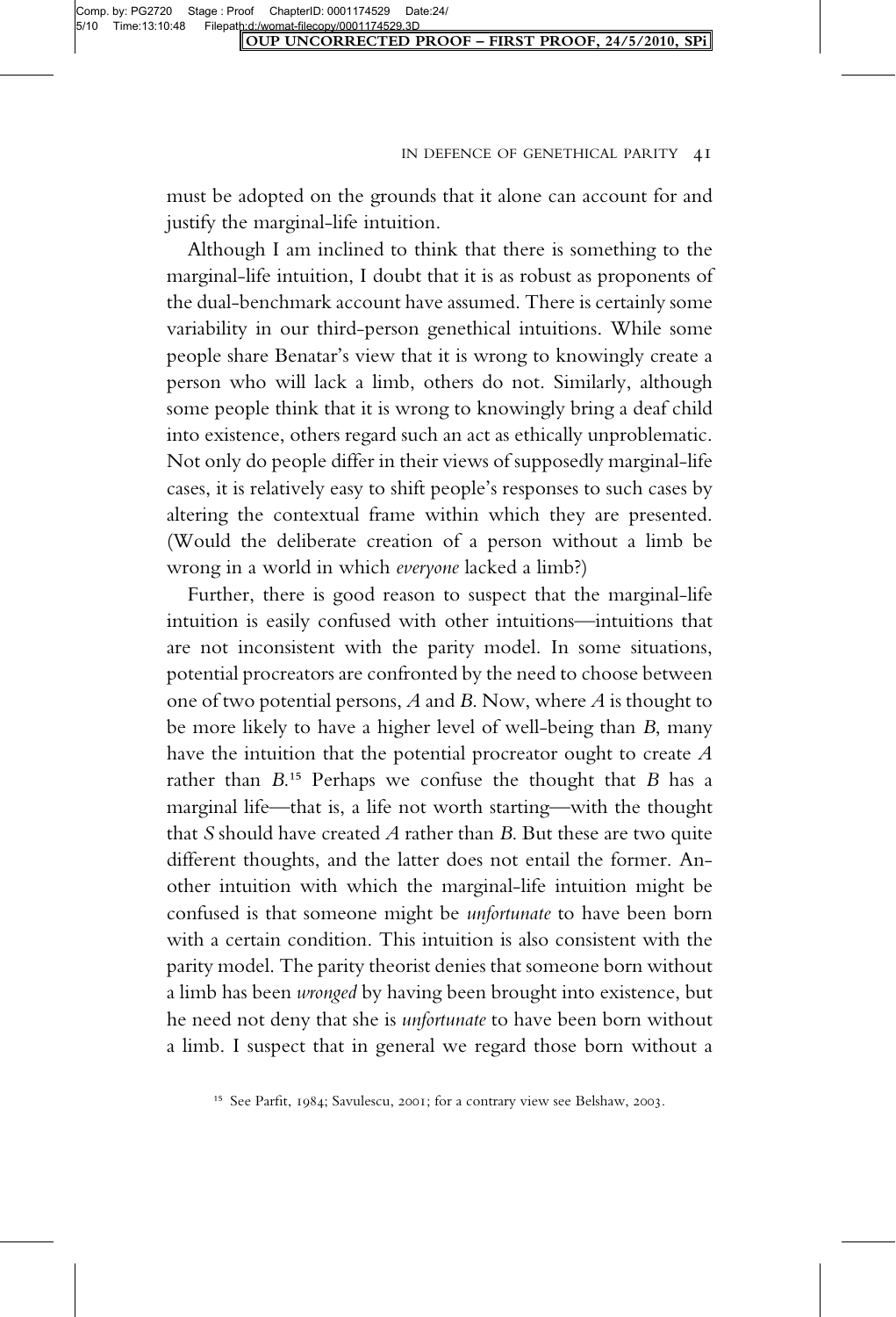must be adopted on the grounds that it alone can account for and justify the marginal-life intuition.

Although I am inclined to think that there is something to the marginal-life intuition, I doubt that it is as robust as proponents of the dual-benchmark account have assumed. There is certainly some variability in our third-person genethical intuitions. While some people share Benatar's view that it is wrong to knowingly create a person who will lack a limb, others do not. Similarly, although some people think that it is wrong to knowingly bring a deaf child into existence, others regard such an act as ethically unproblematic. Not only do people differ in their views of supposedly marginal-life cases, it is relatively easy to shift people's responses to such cases by altering the contextual frame within which they are presented. (Would the deliberate creation of a person without a limb be wrong in a world in which *everyone* lacked a limb?)

Further, there is good reason to suspect that the marginal-life intuition is easily confused with other intuitions—intuitions that are not inconsistent with the parity model. In some situations, potential procreators are confronted by the need to choose between one of two potential persons, *A* and *B*. Now, where *A* is thought to be more likely to have a higher level of well-being than *B*, many have the intuition that the potential procreator ought to create *A* rather than *B*.[15] Perhaps we confuse the thought that *B* has a marginal life—that is, a life not worth starting—with the thought that *S* should have created *A* rather than *B*. But these are two quite different thoughts, and the latter does not entail the former. Another intuition with which the marginal-life intuition might be confused is that someone might be *unfortunate* to have been born with a certain condition. This intuition is also consistent with the parity model. The parity theorist denies that someone born without a limb has been *wronged* by having been brought into existence, but he need not deny that she is *unfortunate* to have been born without a limb. I suspect that in general we regard those born without a

[15] See Parfit, 1984; Savulescu, 2001; for a contrary view see Belshaw, 2003.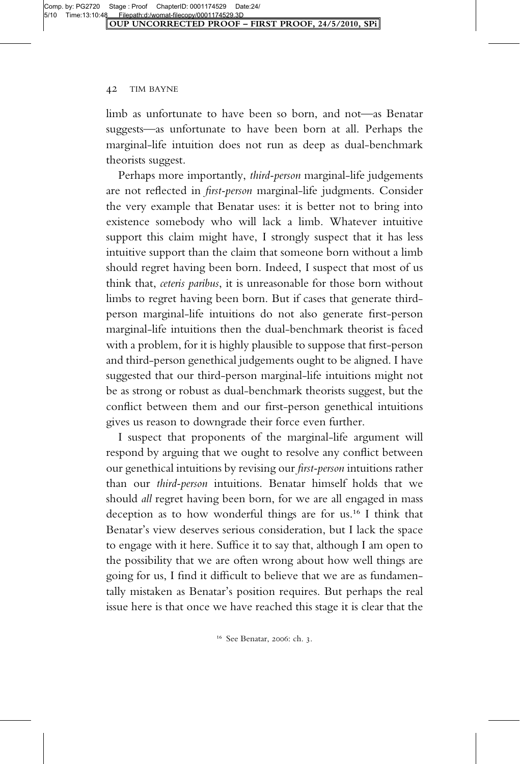limb as unfortunate to have been so born, and not—as Benatar suggests—as unfortunate to have been born at all. Perhaps the marginal-life intuition does not run as deep as dual-benchmark theorists suggest.

Perhaps more importantly, *third-person* marginal-life judgements are not reflected in *first-person* marginal-life judgments. Consider the very example that Benatar uses: it is better not to bring into existence somebody who will lack a limb. Whatever intuitive support this claim might have, I strongly suspect that it has less intuitive support than the claim that someone born without a limb should regret having been born. Indeed, I suspect that most of us think that, *ceteris paribus*, it is unreasonable for those born without limbs to regret having been born. But if cases that generate third-person marginal-life intuitions do not also generate first-person marginal-life intuitions then the dual-benchmark theorist is faced with a problem, for it is highly plausible to suppose that first-person and third-person genethical judgements ought to be aligned. I have suggested that our third-person marginal-life intuitions might not be as strong or robust as dual-benchmark theorists suggest, but the conflict between them and our first-person genethical intuitions gives us reason to downgrade their force even further.

I suspect that proponents of the marginal-life argument will respond by arguing that we ought to resolve any conflict between our genethical intuitions by revising our *first-person* intuitions rather than our *third-person* intuitions. Benatar himself holds that we should *all* regret having been born, for we are all engaged in mass deception as to how wonderful things are for us.[16] I think that Benatar's view deserves serious consideration, but I lack the space to engage with it here. Suffice it to say that, although I am open to the possibility that we are often wrong about how well things are going for us, I find it difficult to believe that we are as fundamentally mistaken as Benatar's position requires. But perhaps the real issue here is that once we have reached this stage it is clear that the

[16] See Benatar, 2006: ch. 3.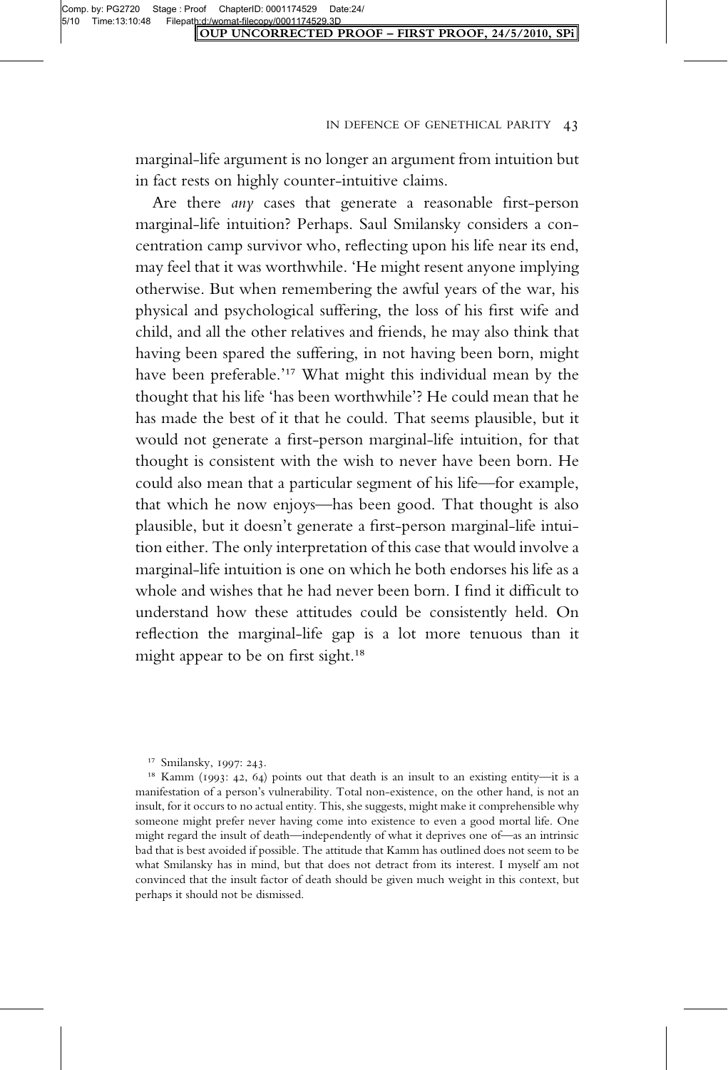marginal-life argument is no longer an argument from intuition but in fact rests on highly counter-intuitive claims.

Are there *any* cases that generate a reasonable first-person marginal-life intuition? Perhaps. Saul Smilansky considers a concentration camp survivor who, reflecting upon his life near its end, may feel that it was worthwhile. 'He might resent anyone implying otherwise. But when remembering the awful years of the war, his physical and psychological suffering, the loss of his first wife and child, and all the other relatives and friends, he may also think that having been spared the suffering, in not having been born, might have been preferable.'[17] What might this individual mean by the thought that his life 'has been worthwhile'? He could mean that he has made the best of it that he could. That seems plausible, but it would not generate a first-person marginal-life intuition, for that thought is consistent with the wish to never have been born. He could also mean that a particular segment of his life—for example, that which he now enjoys—has been good. That thought is also plausible, but it doesn't generate a first-person marginal-life intuition either. The only interpretation of this case that would involve a marginal-life intuition is one on which he both endorses his life as a whole and wishes that he had never been born. I find it difficult to understand how these attitudes could be consistently held. On reflection the marginal-life gap is a lot more tenuous than it might appear to be on first sight.[18]

---

[17] Smilansky, 1997: 243.

[18] Kamm (1993: 42, 64) points out that death is an insult to an existing entity—it is a manifestation of a person's vulnerability. Total non-existence, on the other hand, is not an insult, for it occurs to no actual entity. This, she suggests, might make it comprehensible why someone might prefer never having come into existence to even a good mortal life. One might regard the insult of death—independently of what it deprives one of—as an intrinsic bad that is best avoided if possible. The attitude that Kamm has outlined does not seem to be what Smilansky has in mind, but that does not detract from its interest. I myself am not convinced that the insult factor of death should be given much weight in this context, but perhaps it should not be dismissed.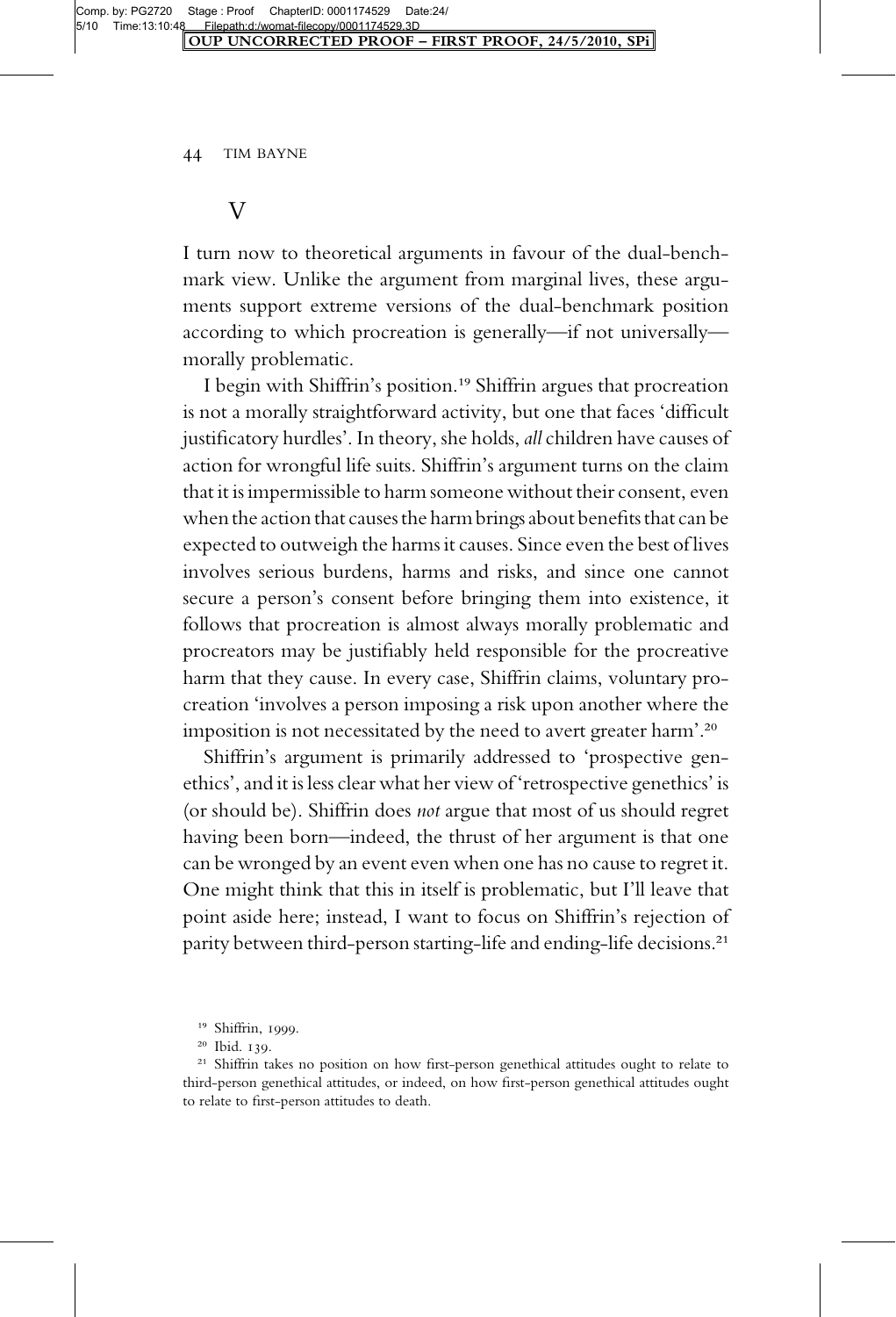## V

I turn now to theoretical arguments in favour of the dual-benchmark view. Unlike the argument from marginal lives, these arguments support extreme versions of the dual-benchmark position according to which procreation is generally—if not universally—morally problematic.

I begin with Shiffrin's position.[19] Shiffrin argues that procreation is not a morally straightforward activity, but one that faces 'difficult justificatory hurdles'. In theory, she holds, *all* children have causes of action for wrongful life suits. Shiffrin's argument turns on the claim that it is impermissible to harm someone without their consent, even when the action that causes the harm brings about benefits that can be expected to outweigh the harms it causes. Since even the best of lives involves serious burdens, harms and risks, and since one cannot secure a person's consent before bringing them into existence, it follows that procreation is almost always morally problematic and procreators may be justifiably held responsible for the procreative harm that they cause. In every case, Shiffrin claims, voluntary procreation 'involves a person imposing a risk upon another where the imposition is not necessitated by the need to avert greater harm'.[20]

Shiffrin's argument is primarily addressed to 'prospective genethics', and it is less clear what her view of 'retrospective genethics' is (or should be). Shiffrin does *not* argue that most of us should regret having been born—indeed, the thrust of her argument is that one can be wronged by an event even when one has no cause to regret it. One might think that this in itself is problematic, but I'll leave that point aside here; instead, I want to focus on Shiffrin's rejection of parity between third-person starting-life and ending-life decisions.[21]

---

[19] Shiffrin, 1999.

[20] Ibid. 139.

[21] Shiffrin takes no position on how first-person genethical attitudes ought to relate to third-person genethical attitudes, or indeed, on how first-person genethical attitudes ought to relate to first-person attitudes to death.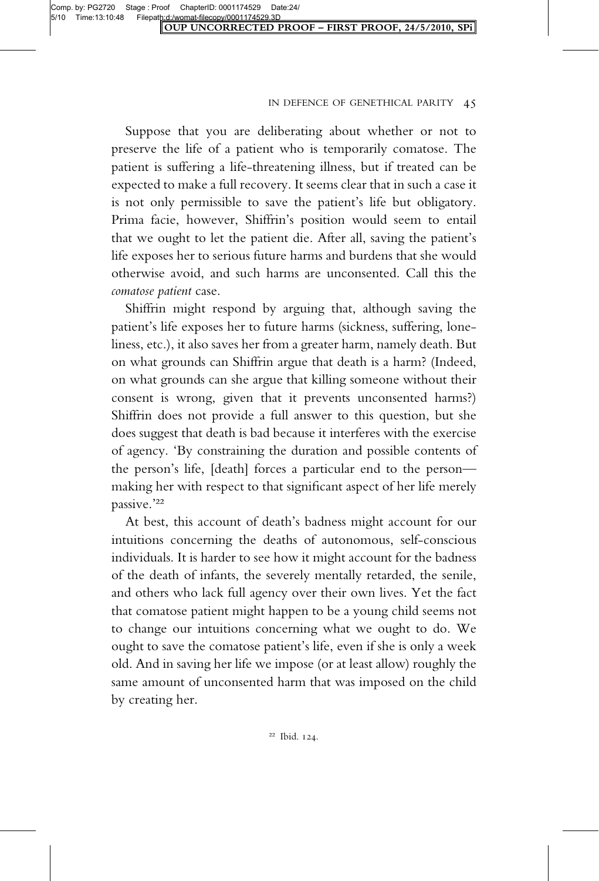Suppose that you are deliberating about whether or not to preserve the life of a patient who is temporarily comatose. The patient is suffering a life-threatening illness, but if treated can be expected to make a full recovery. It seems clear that in such a case it is not only permissible to save the patient's life but obligatory. Prima facie, however, Shiffrin's position would seem to entail that we ought to let the patient die. After all, saving the patient's life exposes her to serious future harms and burdens that she would otherwise avoid, and such harms are unconsented. Call this the *comatose patient* case.

Shiffrin might respond by arguing that, although saving the patient's life exposes her to future harms (sickness, suffering, loneliness, etc.), it also saves her from a greater harm, namely death. But on what grounds can Shiffrin argue that death is a harm? (Indeed, on what grounds can she argue that killing someone without their consent is wrong, given that it prevents unconsented harms?) Shiffrin does not provide a full answer to this question, but she does suggest that death is bad because it interferes with the exercise of agency. 'By constraining the duration and possible contents of the person's life, [death] forces a particular end to the person—making her with respect to that significant aspect of her life merely passive.'[22]

At best, this account of death's badness might account for our intuitions concerning the deaths of autonomous, self-conscious individuals. It is harder to see how it might account for the badness of the death of infants, the severely mentally retarded, the senile, and others who lack full agency over their own lives. Yet the fact that comatose patient might happen to be a young child seems not to change our intuitions concerning what we ought to do. We ought to save the comatose patient's life, even if she is only a week old. And in saving her life we impose (or at least allow) roughly the same amount of unconsented harm that was imposed on the child by creating her.

[22] Ibid. 124.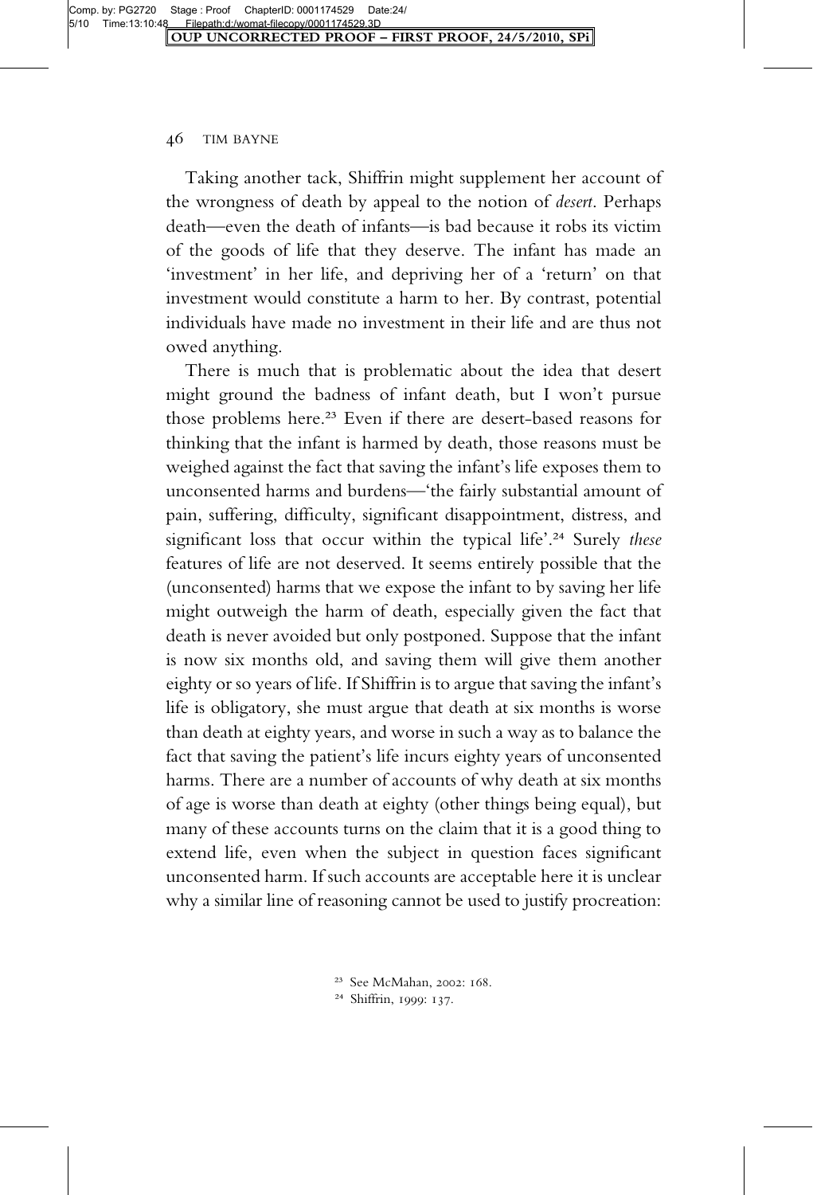Taking another tack, Shiffrin might supplement her account of the wrongness of death by appeal to the notion of *desert*. Perhaps death—even the death of infants—is bad because it robs its victim of the goods of life that they deserve. The infant has made an 'investment' in her life, and depriving her of a 'return' on that investment would constitute a harm to her. By contrast, potential individuals have made no investment in their life and are thus not owed anything.

There is much that is problematic about the idea that desert might ground the badness of infant death, but I won't pursue those problems here.[23] Even if there are desert-based reasons for thinking that the infant is harmed by death, those reasons must be weighed against the fact that saving the infant's life exposes them to unconsented harms and burdens—'the fairly substantial amount of pain, suffering, difficulty, significant disappointment, distress, and significant loss that occur within the typical life'.[24] Surely *these* features of life are not deserved. It seems entirely possible that the (unconsented) harms that we expose the infant to by saving her life might outweigh the harm of death, especially given the fact that death is never avoided but only postponed. Suppose that the infant is now six months old, and saving them will give them another eighty or so years of life. If Shiffrin is to argue that saving the infant's life is obligatory, she must argue that death at six months is worse than death at eighty years, and worse in such a way as to balance the fact that saving the patient's life incurs eighty years of unconsented harms. There are a number of accounts of why death at six months of age is worse than death at eighty (other things being equal), but many of these accounts turns on the claim that it is a good thing to extend life, even when the subject in question faces significant unconsented harm. If such accounts are acceptable here it is unclear why a similar line of reasoning cannot be used to justify procreation:

[23] See McMahan, 2002: 168.

[24] Shiffrin, 1999: 137.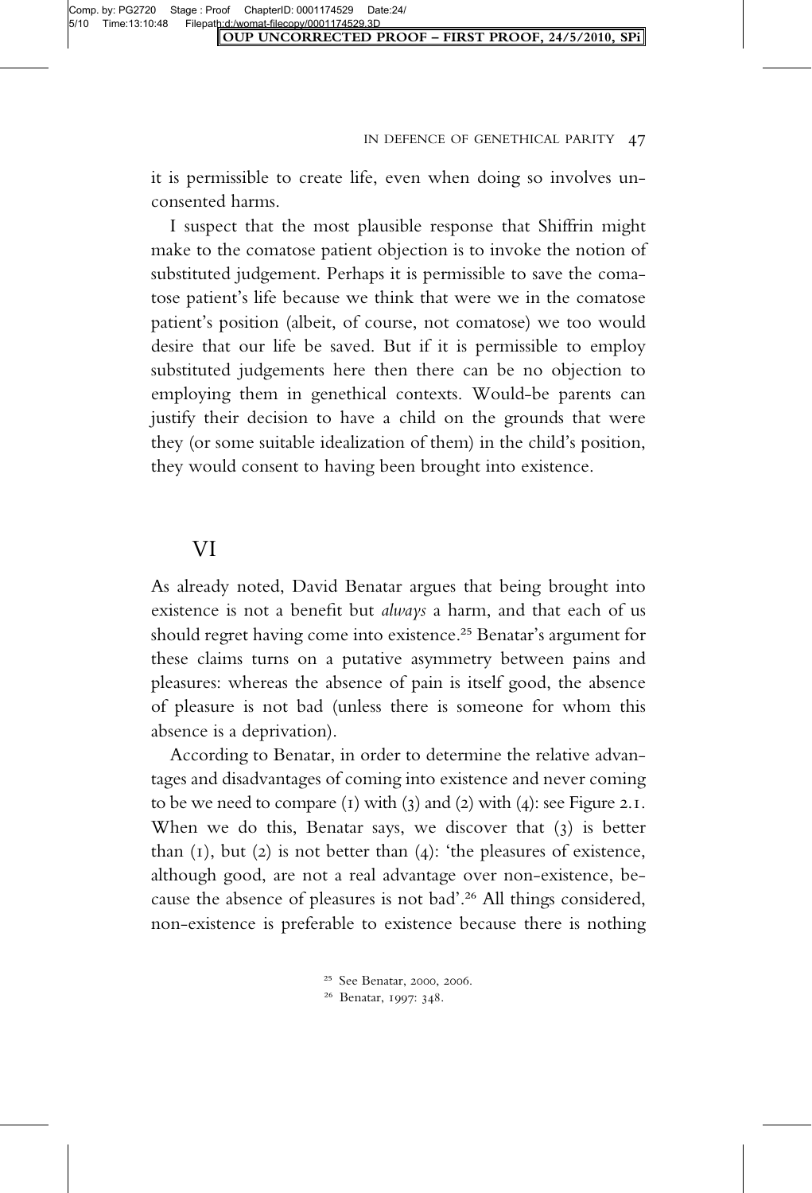it is permissible to create life, even when doing so involves unconsented harms.

I suspect that the most plausible response that Shiffrin might make to the comatose patient objection is to invoke the notion of substituted judgement. Perhaps it is permissible to save the comatose patient's life because we think that were we in the comatose patient's position (albeit, of course, not comatose) we too would desire that our life be saved. But if it is permissible to employ substituted judgements here then there can be no objection to employing them in genethical contexts. Would-be parents can justify their decision to have a child on the grounds that were they (or some suitable idealization of them) in the child's position, they would consent to having been brought into existence.

## VI

As already noted, David Benatar argues that being brought into existence is not a benefit but *always* a harm, and that each of us should regret having come into existence.[25] Benatar's argument for these claims turns on a putative asymmetry between pains and pleasures: whereas the absence of pain is itself good, the absence of pleasure is not bad (unless there is someone for whom this absence is a deprivation).

According to Benatar, in order to determine the relative advantages and disadvantages of coming into existence and never coming to be we need to compare (1) with (3) and (2) with (4): see Figure 2.1. When we do this, Benatar says, we discover that (3) is better than (1), but (2) is not better than (4): 'the pleasures of existence, although good, are not a real advantage over non-existence, because the absence of pleasures is not bad'.[26] All things considered, non-existence is preferable to existence because there is nothing

[25] See Benatar, 2000, 2006.

[26] Benatar, 1997: 348.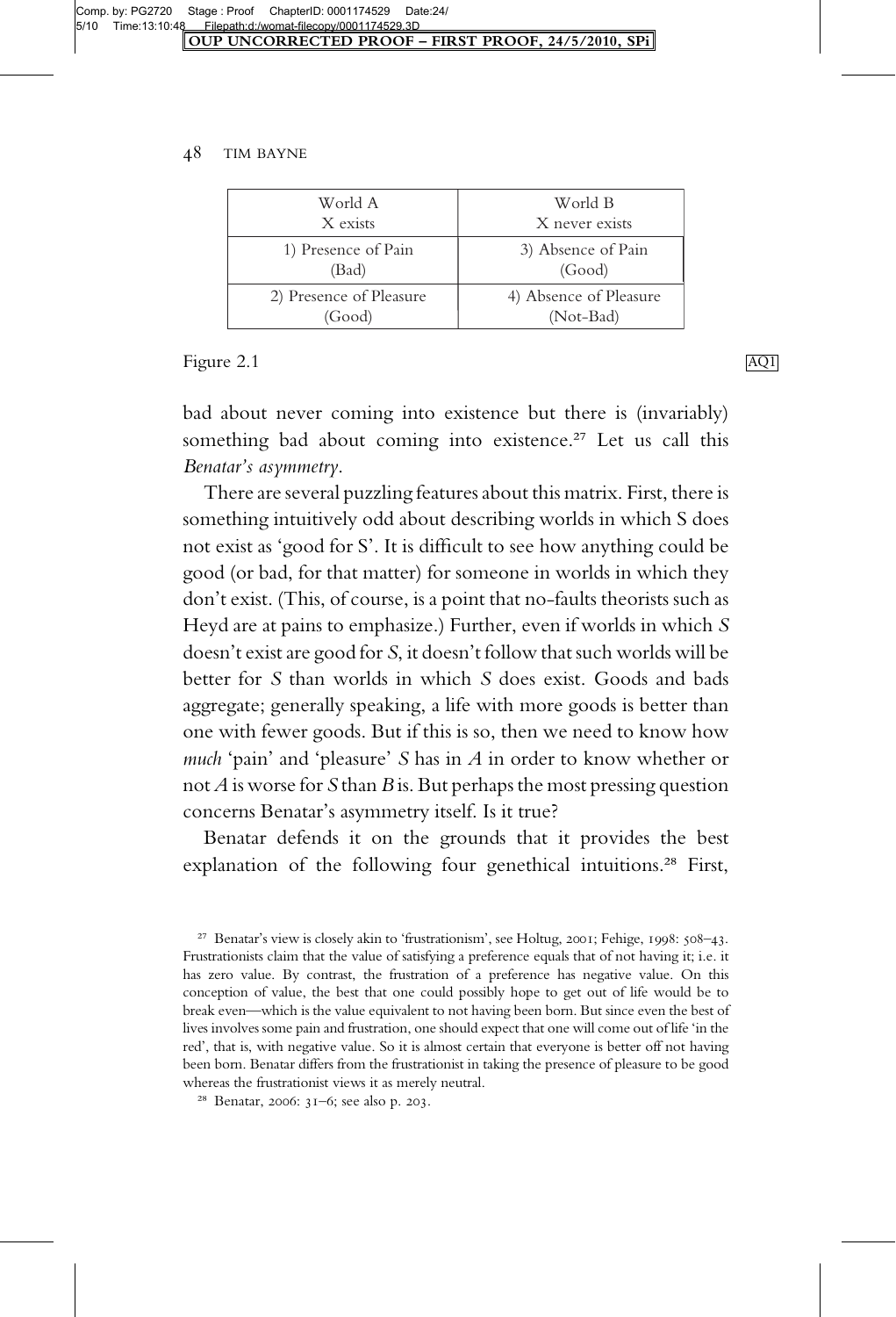| World A<br>X exists | World B<br>X never exists |
|---|---|
| 1) Presence of Pain<br>(Bad) | 3) Absence of Pain<br>(Good) |
| 2) Presence of Pleasure<br>(Good) | 4) Absence of Pleasure<br>(Not-Bad) |

Figure 2.1

bad about never coming into existence but there is (invariably) something bad about coming into existence.[27] Let us call this *Benatar's asymmetry*.

There are several puzzling features about this matrix. First, there is something intuitively odd about describing worlds in which S does not exist as 'good for S'. It is difficult to see how anything could be good (or bad, for that matter) for someone in worlds in which they don't exist. (This, of course, is a point that no-faults theorists such as Heyd are at pains to emphasize.) Further, even if worlds in which *S* doesn't exist are good for *S*, it doesn't follow that such worlds will be better for *S* than worlds in which *S* does exist. Goods and bads aggregate; generally speaking, a life with more goods is better than one with fewer goods. But if this is so, then we need to know how *much* 'pain' and 'pleasure' *S* has in *A* in order to know whether or not *A* is worse for *S* than *B* is. But perhaps the most pressing question concerns Benatar's asymmetry itself. Is it true?

Benatar defends it on the grounds that it provides the best explanation of the following four genethical intuitions.[28] First,

[27] Benatar's view is closely akin to 'frustrationism', see Holtug, 2001; Fehige, 1998: 508–43. Frustrationists claim that the value of satisfying a preference equals that of not having it; i.e. it has zero value. By contrast, the frustration of a preference has negative value. On this conception of value, the best that one could possibly hope to get out of life would be to break even—which is the value equivalent to not having been born. But since even the best of lives involves some pain and frustration, one should expect that one will come out of life 'in the red', that is, with negative value. So it is almost certain that everyone is better off not having been born. Benatar differs from the frustrationist in taking the presence of pleasure to be good whereas the frustrationist views it as merely neutral.

[28] Benatar, 2006: 31–6; see also p. 203.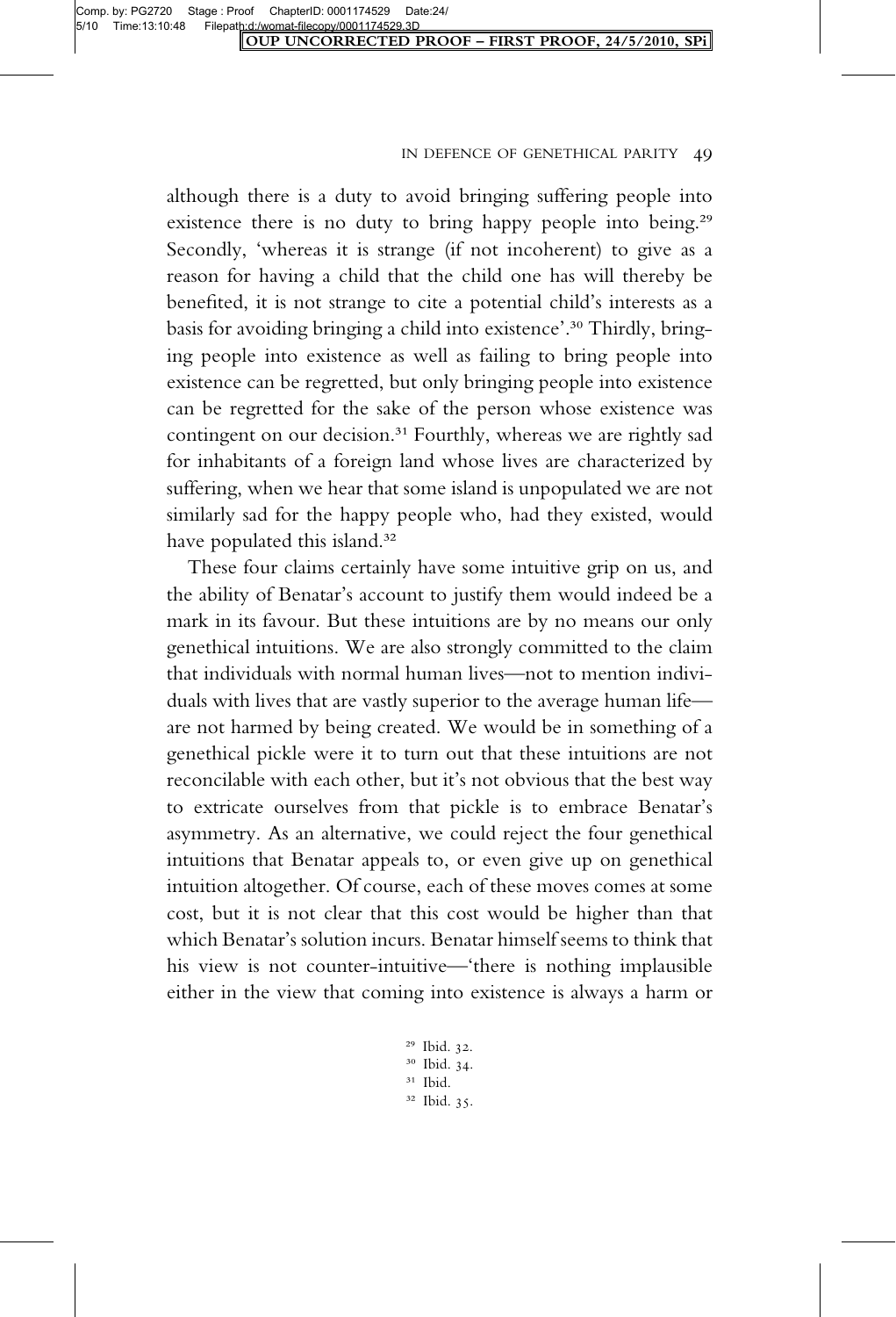although there is a duty to avoid bringing suffering people into existence there is no duty to bring happy people into being.[29] Secondly, 'whereas it is strange (if not incoherent) to give as a reason for having a child that the child one has will thereby be benefited, it is not strange to cite a potential child's interests as a basis for avoiding bringing a child into existence'.[30] Thirdly, bringing people into existence as well as failing to bring people into existence can be regretted, but only bringing people into existence can be regretted for the sake of the person whose existence was contingent on our decision.[31] Fourthly, whereas we are rightly sad for inhabitants of a foreign land whose lives are characterized by suffering, when we hear that some island is unpopulated we are not similarly sad for the happy people who, had they existed, would have populated this island.[32]

These four claims certainly have some intuitive grip on us, and the ability of Benatar's account to justify them would indeed be a mark in its favour. But these intuitions are by no means our only genethical intuitions. We are also strongly committed to the claim that individuals with normal human lives—not to mention individuals with lives that are vastly superior to the average human life—are not harmed by being created. We would be in something of a genethical pickle were it to turn out that these intuitions are not reconcilable with each other, but it's not obvious that the best way to extricate ourselves from that pickle is to embrace Benatar's asymmetry. As an alternative, we could reject the four genethical intuitions that Benatar appeals to, or even give up on genethical intuition altogether. Of course, each of these moves comes at some cost, but it is not clear that this cost would be higher than that which Benatar's solution incurs. Benatar himself seems to think that his view is not counter-intuitive—'there is nothing implausible either in the view that coming into existence is always a harm or

[29] Ibid. 32.

[30] Ibid. 34.

[31] Ibid.

[32] Ibid. 35.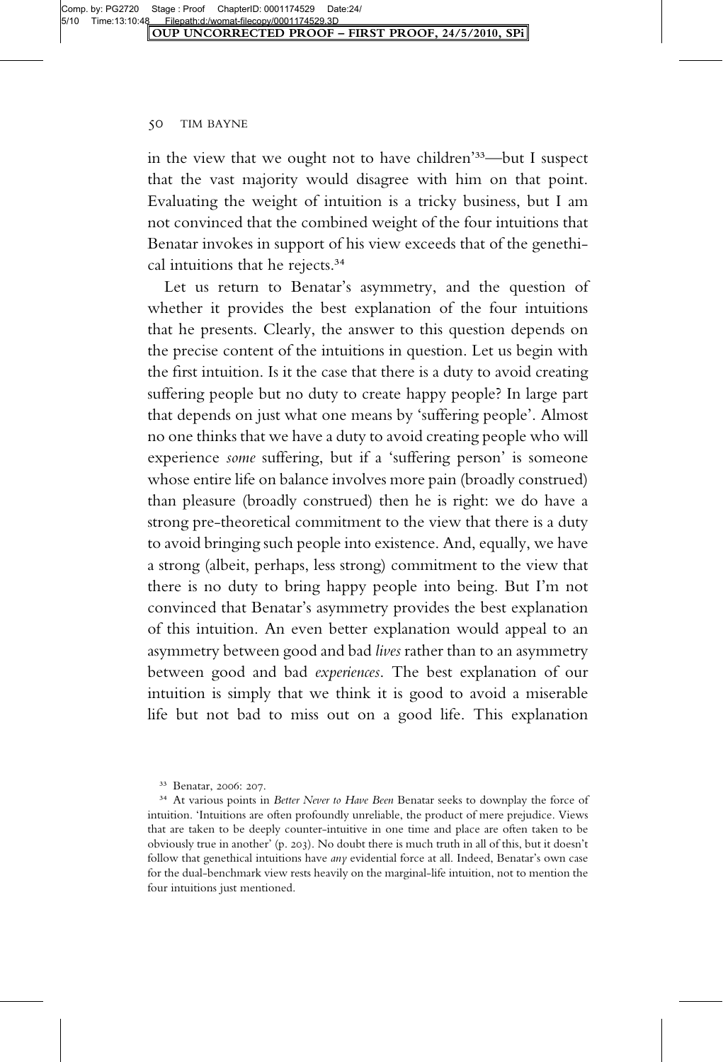in the view that we ought not to have children'[33]—but I suspect that the vast majority would disagree with him on that point. Evaluating the weight of intuition is a tricky business, but I am not convinced that the combined weight of the four intuitions that Benatar invokes in support of his view exceeds that of the genethical intuitions that he rejects.[34]

Let us return to Benatar's asymmetry, and the question of whether it provides the best explanation of the four intuitions that he presents. Clearly, the answer to this question depends on the precise content of the intuitions in question. Let us begin with the first intuition. Is it the case that there is a duty to avoid creating suffering people but no duty to create happy people? In large part that depends on just what one means by 'suffering people'. Almost no one thinks that we have a duty to avoid creating people who will experience *some* suffering, but if a 'suffering person' is someone whose entire life on balance involves more pain (broadly construed) than pleasure (broadly construed) then he is right: we do have a strong pre-theoretical commitment to the view that there is a duty to avoid bringing such people into existence. And, equally, we have a strong (albeit, perhaps, less strong) commitment to the view that there is no duty to bring happy people into being. But I'm not convinced that Benatar's asymmetry provides the best explanation of this intuition. An even better explanation would appeal to an asymmetry between good and bad *lives* rather than to an asymmetry between good and bad *experiences*. The best explanation of our intuition is simply that we think it is good to avoid a miserable life but not bad to miss out on a good life. This explanation

[33] Benatar, 2006: 207.

[34] At various points in *Better Never to Have Been* Benatar seeks to downplay the force of intuition. 'Intuitions are often profoundly unreliable, the product of mere prejudice. Views that are taken to be deeply counter-intuitive in one time and place are often taken to be obviously true in another' (p. 203). No doubt there is much truth in all of this, but it doesn't follow that genethical intuitions have *any* evidential force at all. Indeed, Benatar's own case for the dual-benchmark view rests heavily on the marginal-life intuition, not to mention the four intuitions just mentioned.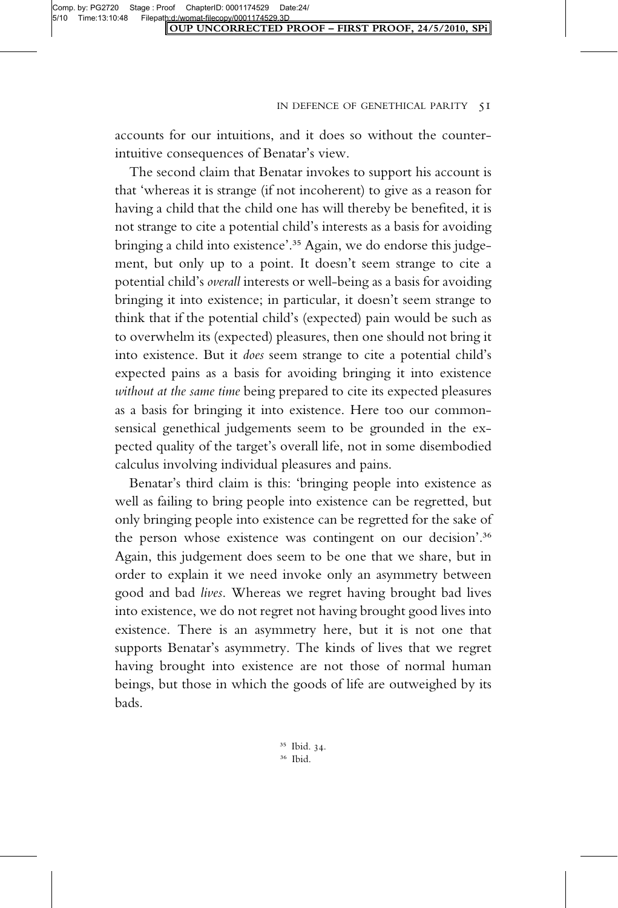accounts for our intuitions, and it does so without the counter-intuitive consequences of Benatar's view.

The second claim that Benatar invokes to support his account is that 'whereas it is strange (if not incoherent) to give as a reason for having a child that the child one has will thereby be benefited, it is not strange to cite a potential child's interests as a basis for avoiding bringing a child into existence'.[35] Again, we do endorse this judgement, but only up to a point. It doesn't seem strange to cite a potential child's *overall* interests or well-being as a basis for avoiding bringing it into existence; in particular, it doesn't seem strange to think that if the potential child's (expected) pain would be such as to overwhelm its (expected) pleasures, then one should not bring it into existence. But it *does* seem strange to cite a potential child's expected pains as a basis for avoiding bringing it into existence *without at the same time* being prepared to cite its expected pleasures as a basis for bringing it into existence. Here too our commonsensical genethical judgements seem to be grounded in the expected quality of the target's overall life, not in some disembodied calculus involving individual pleasures and pains.

Benatar's third claim is this: 'bringing people into existence as well as failing to bring people into existence can be regretted, but only bringing people into existence can be regretted for the sake of the person whose existence was contingent on our decision'.[36] Again, this judgement does seem to be one that we share, but in order to explain it we need invoke only an asymmetry between good and bad *lives*. Whereas we regret having brought bad lives into existence, we do not regret not having brought good lives into existence. There is an asymmetry here, but it is not one that supports Benatar's asymmetry. The kinds of lives that we regret having brought into existence are not those of normal human beings, but those in which the goods of life are outweighed by its bads.

[35] Ibid. 34.

[36] Ibid.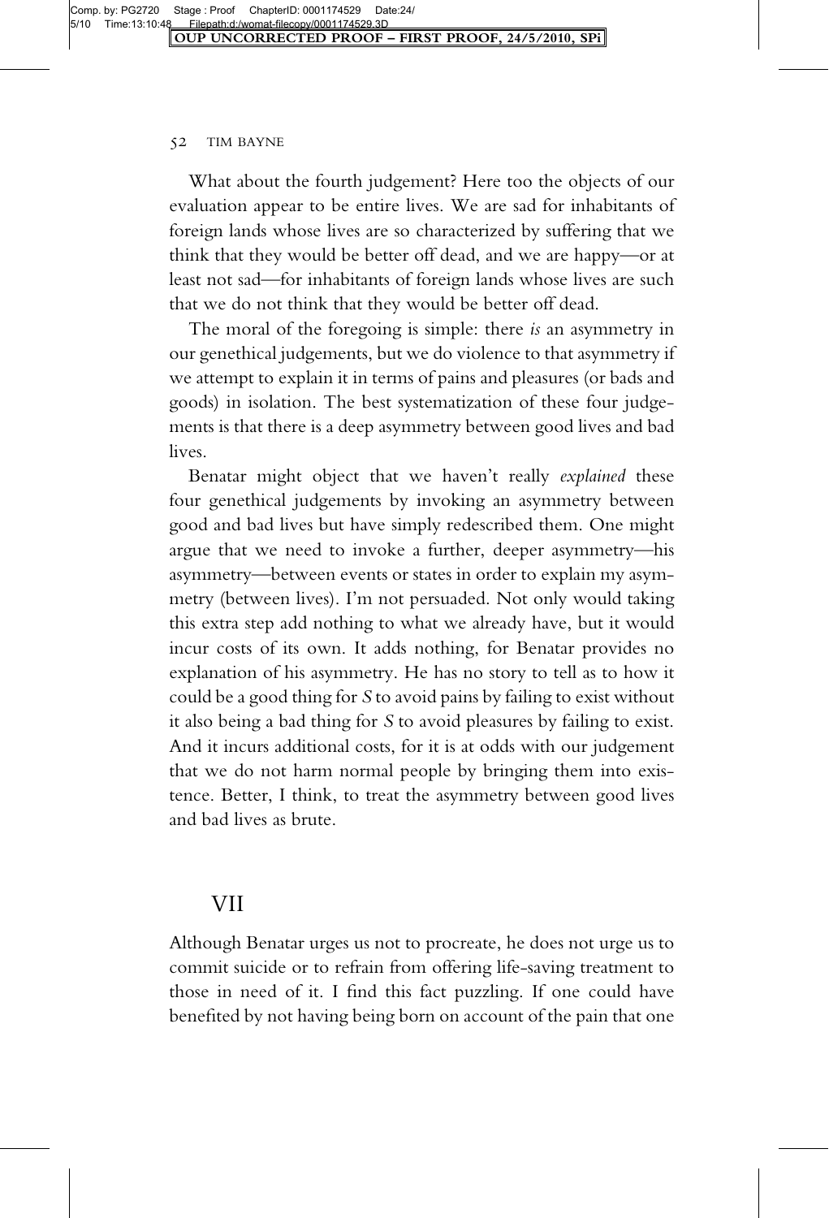What about the fourth judgement? Here too the objects of our evaluation appear to be entire lives. We are sad for inhabitants of foreign lands whose lives are so characterized by suffering that we think that they would be better off dead, and we are happy—or at least not sad—for inhabitants of foreign lands whose lives are such that we do not think that they would be better off dead.

The moral of the foregoing is simple: there *is* an asymmetry in our genethical judgements, but we do violence to that asymmetry if we attempt to explain it in terms of pains and pleasures (or bads and goods) in isolation. The best systematization of these four judgements is that there is a deep asymmetry between good lives and bad lives.

Benatar might object that we haven't really *explained* these four genethical judgements by invoking an asymmetry between good and bad lives but have simply redescribed them. One might argue that we need to invoke a further, deeper asymmetry—his asymmetry—between events or states in order to explain my asymmetry (between lives). I'm not persuaded. Not only would taking this extra step add nothing to what we already have, but it would incur costs of its own. It adds nothing, for Benatar provides no explanation of his asymmetry. He has no story to tell as to how it could be a good thing for *S* to avoid pains by failing to exist without it also being a bad thing for *S* to avoid pleasures by failing to exist. And it incurs additional costs, for it is at odds with our judgement that we do not harm normal people by bringing them into existence. Better, I think, to treat the asymmetry between good lives and bad lives as brute.

## VII

Although Benatar urges us not to procreate, he does not urge us to commit suicide or to refrain from offering life-saving treatment to those in need of it. I find this fact puzzling. If one could have benefited by not having being born on account of the pain that one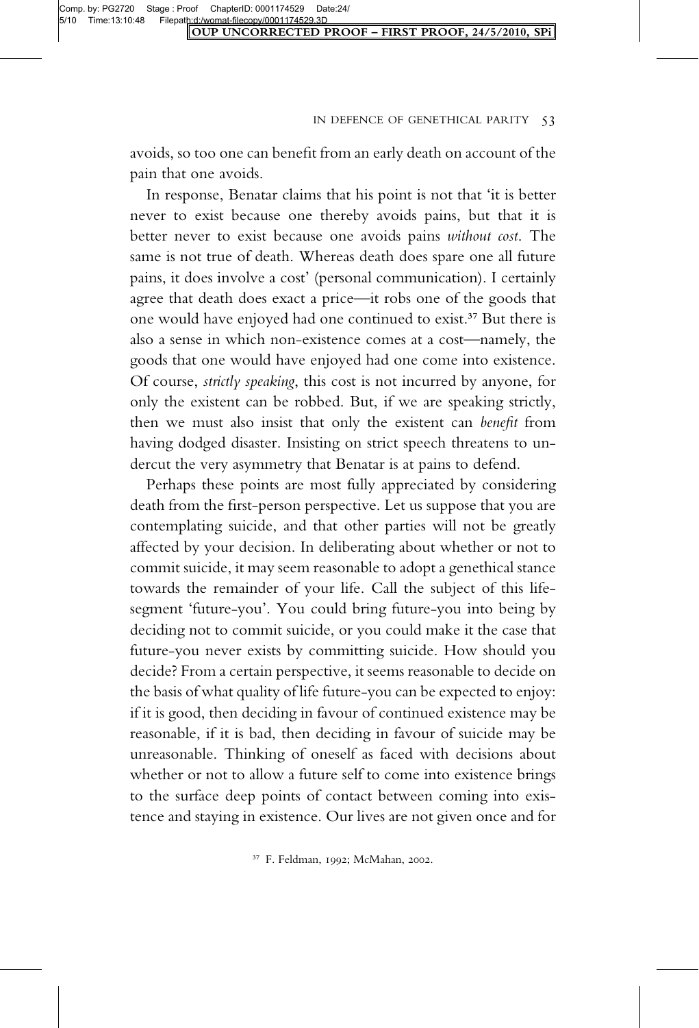avoids, so too one can benefit from an early death on account of the pain that one avoids.

In response, Benatar claims that his point is not that 'it is better never to exist because one thereby avoids pains, but that it is better never to exist because one avoids pains *without cost*. The same is not true of death. Whereas death does spare one all future pains, it does involve a cost' (personal communication). I certainly agree that death does exact a price—it robs one of the goods that one would have enjoyed had one continued to exist.[37] But there is also a sense in which non-existence comes at a cost—namely, the goods that one would have enjoyed had one come into existence. Of course, *strictly speaking*, this cost is not incurred by anyone, for only the existent can be robbed. But, if we are speaking strictly, then we must also insist that only the existent can *benefit* from having dodged disaster. Insisting on strict speech threatens to undercut the very asymmetry that Benatar is at pains to defend.

Perhaps these points are most fully appreciated by considering death from the first-person perspective. Let us suppose that you are contemplating suicide, and that other parties will not be greatly affected by your decision. In deliberating about whether or not to commit suicide, it may seem reasonable to adopt a genethical stance towards the remainder of your life. Call the subject of this life-segment 'future-you'. You could bring future-you into being by deciding not to commit suicide, or you could make it the case that future-you never exists by committing suicide. How should you decide? From a certain perspective, it seems reasonable to decide on the basis of what quality of life future-you can be expected to enjoy: if it is good, then deciding in favour of continued existence may be reasonable, if it is bad, then deciding in favour of suicide may be unreasonable. Thinking of oneself as faced with decisions about whether or not to allow a future self to come into existence brings to the surface deep points of contact between coming into existence and staying in existence. Our lives are not given once and for

[37] F. Feldman, 1992; McMahan, 2002.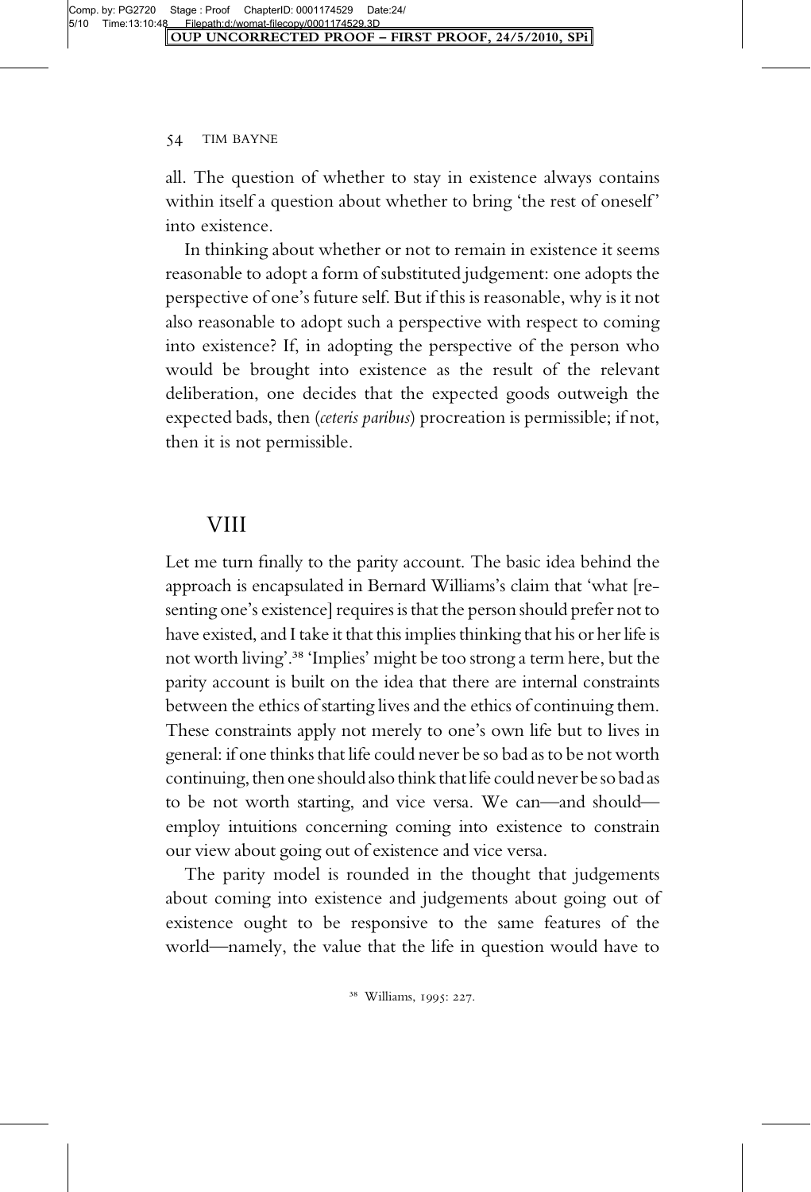all. The question of whether to stay in existence always contains within itself a question about whether to bring 'the rest of oneself' into existence.

In thinking about whether or not to remain in existence it seems reasonable to adopt a form of substituted judgement: one adopts the perspective of one's future self. But if this is reasonable, why is it not also reasonable to adopt such a perspective with respect to coming into existence? If, in adopting the perspective of the person who would be brought into existence as the result of the relevant deliberation, one decides that the expected goods outweigh the expected bads, then (*ceteris paribus*) procreation is permissible; if not, then it is not permissible.

## VIII

Let me turn finally to the parity account. The basic idea behind the approach is encapsulated in Bernard Williams's claim that 'what [resenting one's existence] requires is that the person should prefer not to have existed, and I take it that this implies thinking that his or her life is not worth living'.[38] 'Implies' might be too strong a term here, but the parity account is built on the idea that there are internal constraints between the ethics of starting lives and the ethics of continuing them. These constraints apply not merely to one's own life but to lives in general: if one thinks that life could never be so bad as to be not worth continuing, then one should also think that life could never be so bad as to be not worth starting, and vice versa. We can—and should—employ intuitions concerning coming into existence to constrain our view about going out of existence and vice versa.

The parity model is rounded in the thought that judgements about coming into existence and judgements about going out of existence ought to be responsive to the same features of the world—namely, the value that the life in question would have to

[38] Williams, 1995: 227.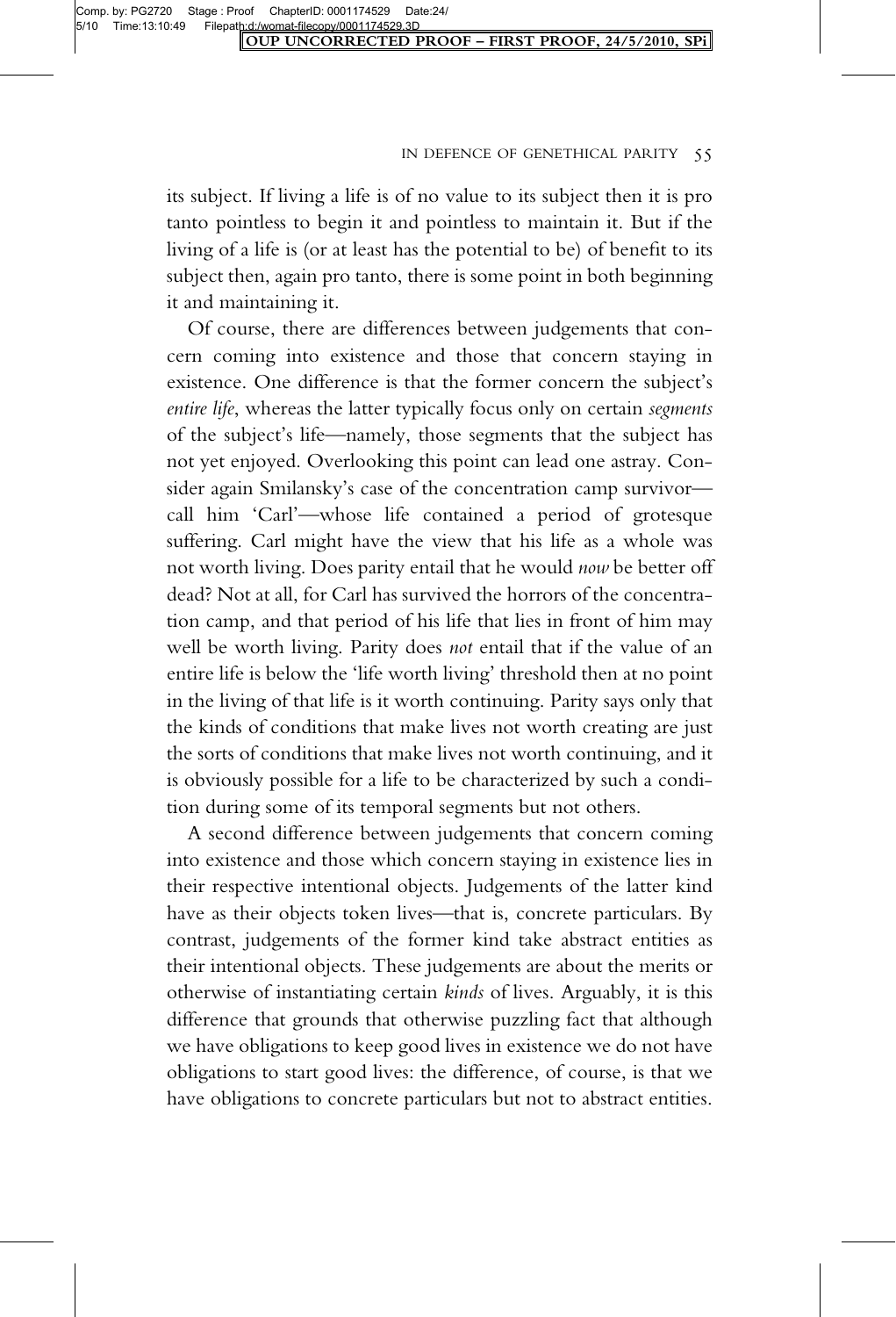its subject. If living a life is of no value to its subject then it is pro tanto pointless to begin it and pointless to maintain it. But if the living of a life is (or at least has the potential to be) of benefit to its subject then, again pro tanto, there is some point in both beginning it and maintaining it.

Of course, there are differences between judgements that concern coming into existence and those that concern staying in existence. One difference is that the former concern the subject's *entire life*, whereas the latter typically focus only on certain *segments* of the subject's life—namely, those segments that the subject has not yet enjoyed. Overlooking this point can lead one astray. Consider again Smilansky's case of the concentration camp survivor—call him 'Carl'—whose life contained a period of grotesque suffering. Carl might have the view that his life as a whole was not worth living. Does parity entail that he would *now* be better off dead? Not at all, for Carl has survived the horrors of the concentration camp, and that period of his life that lies in front of him may well be worth living. Parity does *not* entail that if the value of an entire life is below the 'life worth living' threshold then at no point in the living of that life is it worth continuing. Parity says only that the kinds of conditions that make lives not worth creating are just the sorts of conditions that make lives not worth continuing, and it is obviously possible for a life to be characterized by such a condition during some of its temporal segments but not others.

A second difference between judgements that concern coming into existence and those which concern staying in existence lies in their respective intentional objects. Judgements of the latter kind have as their objects token lives—that is, concrete particulars. By contrast, judgements of the former kind take abstract entities as their intentional objects. These judgements are about the merits or otherwise of instantiating certain *kinds* of lives. Arguably, it is this difference that grounds that otherwise puzzling fact that although we have obligations to keep good lives in existence we do not have obligations to start good lives: the difference, of course, is that we have obligations to concrete particulars but not to abstract entities.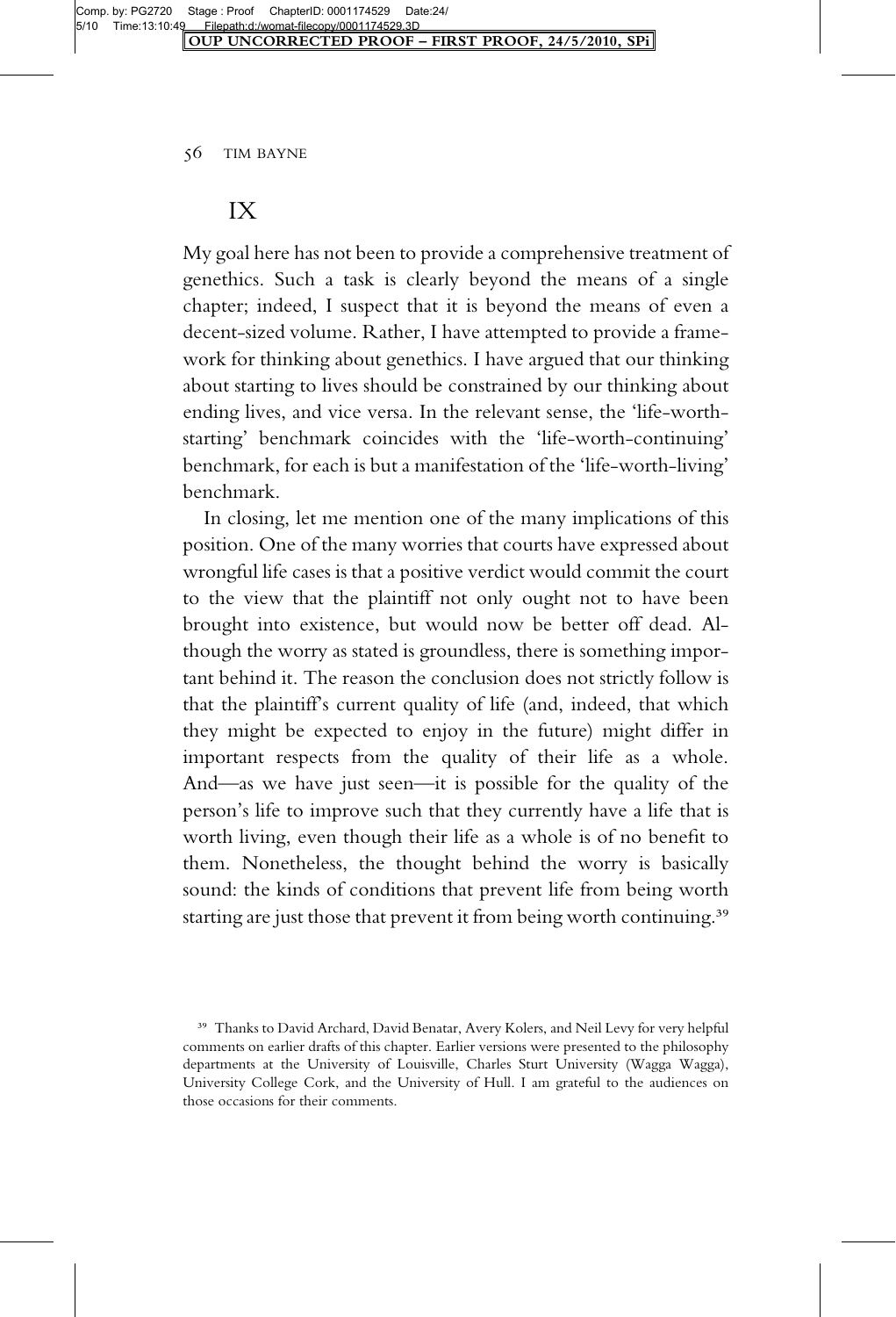## IX

My goal here has not been to provide a comprehensive treatment of genethics. Such a task is clearly beyond the means of a single chapter; indeed, I suspect that it is beyond the means of even a decent-sized volume. Rather, I have attempted to provide a framework for thinking about genethics. I have argued that our thinking about starting to lives should be constrained by our thinking about ending lives, and vice versa. In the relevant sense, the 'life-worth-starting' benchmark coincides with the 'life-worth-continuing' benchmark, for each is but a manifestation of the 'life-worth-living' benchmark.

In closing, let me mention one of the many implications of this position. One of the many worries that courts have expressed about wrongful life cases is that a positive verdict would commit the court to the view that the plaintiff not only ought not to have been brought into existence, but would now be better off dead. Although the worry as stated is groundless, there is something important behind it. The reason the conclusion does not strictly follow is that the plaintiff's current quality of life (and, indeed, that which they might be expected to enjoy in the future) might differ in important respects from the quality of their life as a whole. And—as we have just seen—it is possible for the quality of the person's life to improve such that they currently have a life that is worth living, even though their life as a whole is of no benefit to them. Nonetheless, the thought behind the worry is basically sound: the kinds of conditions that prevent life from being worth starting are just those that prevent it from being worth continuing.[39]

[39] Thanks to David Archard, David Benatar, Avery Kolers, and Neil Levy for very helpful comments on earlier drafts of this chapter. Earlier versions were presented to the philosophy departments at the University of Louisville, Charles Sturt University (Wagga Wagga), University College Cork, and the University of Hull. I am grateful to the audiences on those occasions for their comments.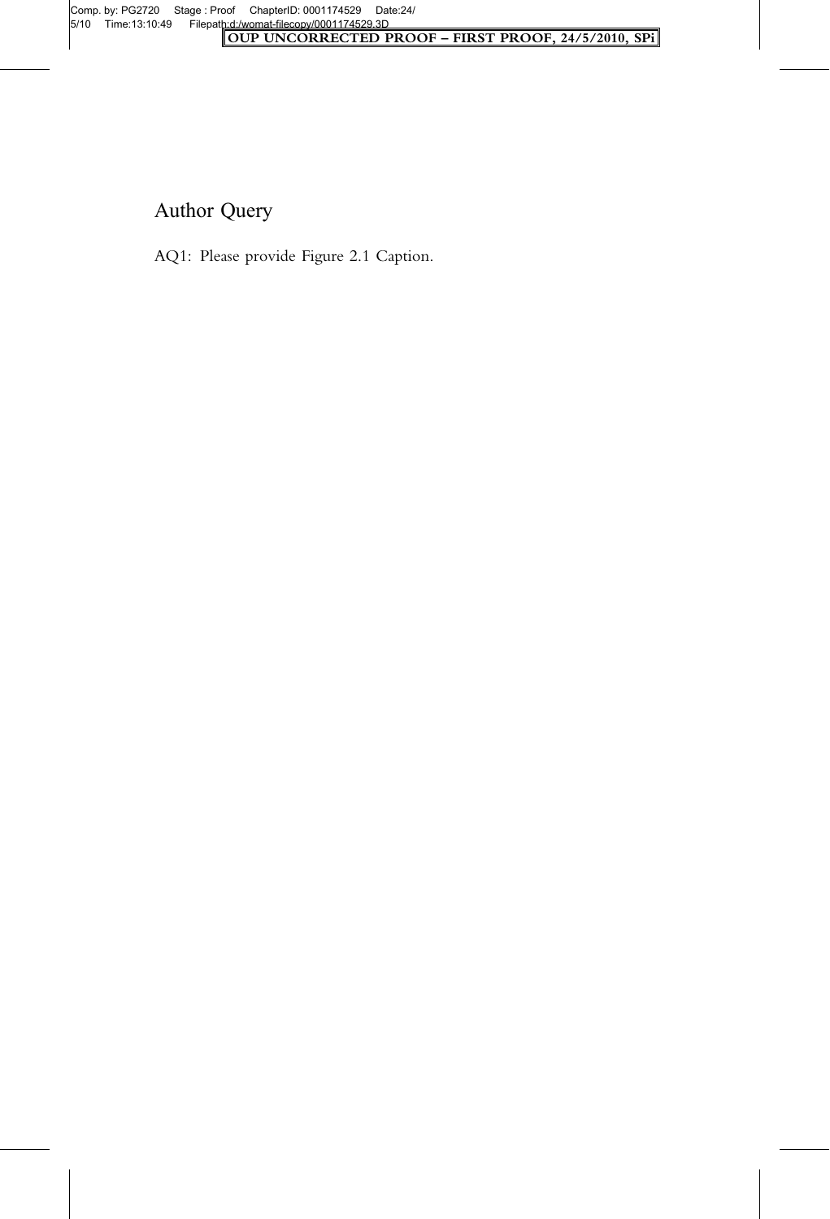# Author Query

AQ1: Please provide Figure 2.1 Caption.